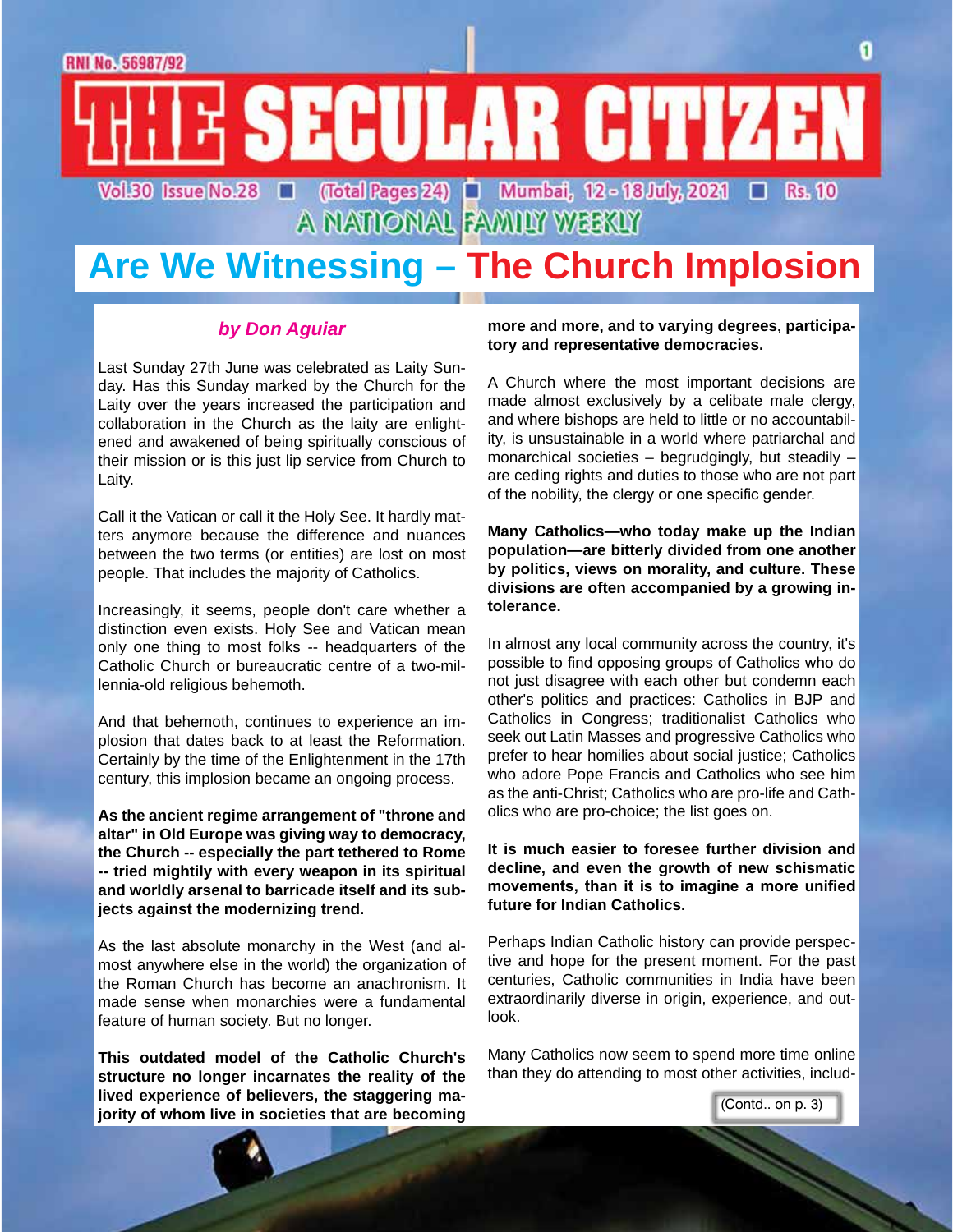RNI No. 56987/92

# THE SECULAR CITIZEN

Vol.30 Issue No.28 ■ (Total Pages 24) ■ Mumbai, 12 - 18 July, 2021 ■ Rs. 10

A NATIONAL FAMILY WEEKLY

# Are We Witnessing – The Church Implosion

***by Don Aguiar***

Last Sunday 27th June was celebrated as Laity Sunday. Has this Sunday marked by the Church for the Laity over the years increased the participation and collaboration in the Church as the laity are enlightened and awakened of being spiritually conscious of their mission or is this just lip service from Church to Laity.

Call it the Vatican or call it the Holy See. It hardly matters anymore because the difference and nuances between the two terms (or entities) are lost on most people. That includes the majority of Catholics.

Increasingly, it seems, people don't care whether a distinction even exists. Holy See and Vatican mean only one thing to most folks -- headquarters of the Catholic Church or bureaucratic centre of a two-millennia-old religious behemoth.

And that behemoth, continues to experience an implosion that dates back to at least the Reformation. Certainly by the time of the Enlightenment in the 17th century, this implosion became an ongoing process.

**As the ancient regime arrangement of "throne and altar" in Old Europe was giving way to democracy, the Church -- especially the part tethered to Rome -- tried mightily with every weapon in its spiritual and worldly arsenal to barricade itself and its subjects against the modernizing trend.**

As the last absolute monarchy in the West (and almost anywhere else in the world) the organization of the Roman Church has become an anachronism. It made sense when monarchies were a fundamental feature of human society. But no longer.

**This outdated model of the Catholic Church's structure no longer incarnates the reality of the lived experience of believers, the staggering majority of whom live in societies that are becoming more and more, and to varying degrees, participatory and representative democracies.**

A Church where the most important decisions are made almost exclusively by a celibate male clergy, and where bishops are held to little or no accountability, is unsustainable in a world where patriarchal and monarchical societies – begrudgingly, but steadily – are ceding rights and duties to those who are not part of the nobility, the clergy or one specific gender.

**Many Catholics—who today make up the Indian population—are bitterly divided from one another by politics, views on morality, and culture. These divisions are often accompanied by a growing intolerance.**

In almost any local community across the country, it's possible to find opposing groups of Catholics who do not just disagree with each other but condemn each other's politics and practices: Catholics in BJP and Catholics in Congress; traditionalist Catholics who seek out Latin Masses and progressive Catholics who prefer to hear homilies about social justice; Catholics who adore Pope Francis and Catholics who see him as the anti-Christ; Catholics who are pro-life and Catholics who are pro-choice; the list goes on.

**It is much easier to foresee further division and decline, and even the growth of new schismatic movements, than it is to imagine a more unified future for Indian Catholics.**

Perhaps Indian Catholic history can provide perspective and hope for the present moment. For the past centuries, Catholic communities in India have been extraordinarily diverse in origin, experience, and outlook.

Many Catholics now seem to spend more time online than they do attending to most other activities, includ-

(Contd.. on p. 3)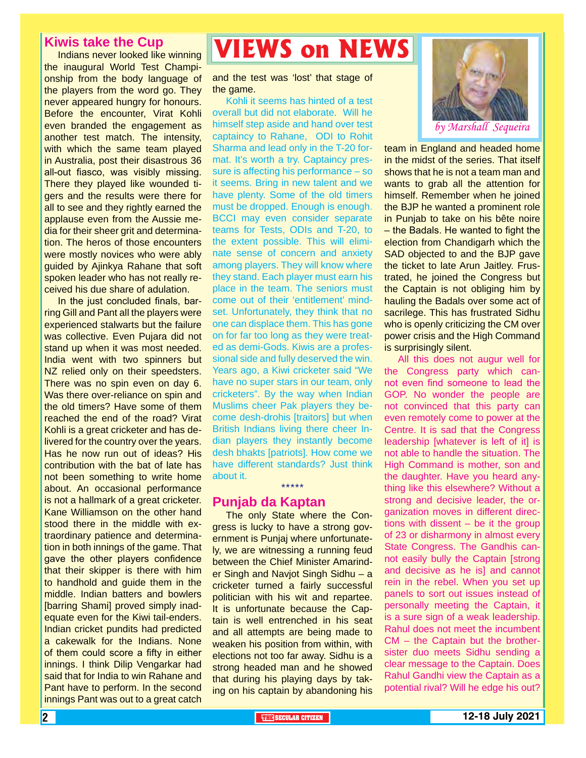# VIEWS on NEWS

*by Marshall Sequeira*

## Kiwis take the Cup

Indians never looked like winning the inaugural World Test Championship from the body language of the players from the word go. They never appeared hungry for honours. Before the encounter, Virat Kohli even branded the engagement as another test match. The intensity, with which the same team played in Australia, post their disastrous 36 all-out fiasco, was visibly missing. There they played like wounded tigers and the results were there for all to see and they rightly earned the applause even from the Aussie media for their sheer grit and determination. The heros of those encounters were mostly novices who were ably guided by Ajinkya Rahane that soft spoken leader who has not really received his due share of adulation.

In the just concluded finals, barring Gill and Pant all the players were experienced stalwarts but the failure was collective. Even Pujara did not stand up when it was most needed. India went with two spinners but NZ relied only on their speedsters. There was no spin even on day 6. Was there over-reliance on spin and the old timers? Have some of them reached the end of the road? Virat Kohli is a great cricketer and has delivered for the country over the years. Has he now run out of ideas? His contribution with the bat of late has not been something to write home about. An occasional performance is not a hallmark of a great cricketer. Kane Williamson on the other hand stood there in the middle with extraordinary patience and determination in both innings of the game. That gave the other players confidence that their skipper is there with him to handhold and guide them in the middle. Indian batters and bowlers [barring Shami] proved simply inadequate even for the Kiwi tail-enders. Indian cricket pundits had predicted a cakewalk for the Indians. None of them could score a fifty in either innings. I think Dilip Vengarkar had said that for India to win Rahane and Pant have to perform. In the second innings Pant was out to a great catch and the test was 'lost' that stage of the game.

Kohli it seems has hinted of a test overall but did not elaborate. Will he himself step aside and hand over test captaincy to Rahane, ODI to Rohit Sharma and lead only in the T-20 format. It's worth a try. Captaincy pressure is affecting his performance – so it seems. Bring in new talent and we have plenty. Some of the old timers must be dropped. Enough is enough. BCCI may even consider separate teams for Tests, ODIs and T-20, to the extent possible. This will eliminate sense of concern and anxiety among players. They will know where they stand. Each player must earn his place in the team. The seniors must come out of their 'entitlement' mindset. Unfortunately, they think that no one can displace them. This has gone on for far too long as they were treated as demi-Gods. Kiwis are a professional side and fully deserved the win. Years ago, a Kiwi cricketer said "We have no super stars in our team, only cricketers". By the way when Indian Muslims cheer Pak players they become desh-drohis [traitors] but when British Indians living there cheer Indian players they instantly become desh bhakts [patriots]. How come we have different standards? Just think about it.

*****

## Punjab da Kaptan

The only State where the Congress is lucky to have a strong government is Punjaj where unfortunately, we are witnessing a running feud between the Chief Minister Amarinder Singh and Navjot Singh Sidhu – a cricketer turned a fairly successful politician with his wit and repartee. It is unfortunate because the Captain is well entrenched in his seat and all attempts are being made to weaken his position from within, with elections not too far away. Sidhu is a strong headed man and he showed that during his playing days by taking on his captain by abandoning his team in England and headed home in the midst of the series. That itself shows that he is not a team man and wants to grab all the attention for himself. Remember when he joined the BJP he wanted a prominent role in Punjab to take on his bête noire – the Badals. He wanted to fight the election from Chandigarh which the SAD objected to and the BJP gave the ticket to late Arun Jaitley. Frustrated, he joined the Congress but the Captain is not obliging him by hauling the Badals over some act of sacrilege. This has frustrated Sidhu who is openly criticizing the CM over power crisis and the High Command is surprisingly silent.

All this does not augur well for the Congress party which cannot even find someone to lead the GOP. No wonder the people are not convinced that this party can even remotely come to power at the Centre. It is sad that the Congress leadership [whatever is left of it] is not able to handle the situation. The High Command is mother, son and the daughter. Have you heard anything like this elsewhere? Without a strong and decisive leader, the organization moves in different directions with dissent – be it the group of 23 or disharmony in almost every State Congress. The Gandhis cannot easily bully the Captain [strong and decisive as he is] and cannot rein in the rebel. When you set up panels to sort out issues instead of personally meeting the Captain, it is a sure sign of a weak leadership. Rahul does not meet the incumbent CM – the Captain but the brother-sister duo meets Sidhu sending a clear message to the Captain. Does Rahul Gandhi view the Captain as a potential rival? Will he edge his out?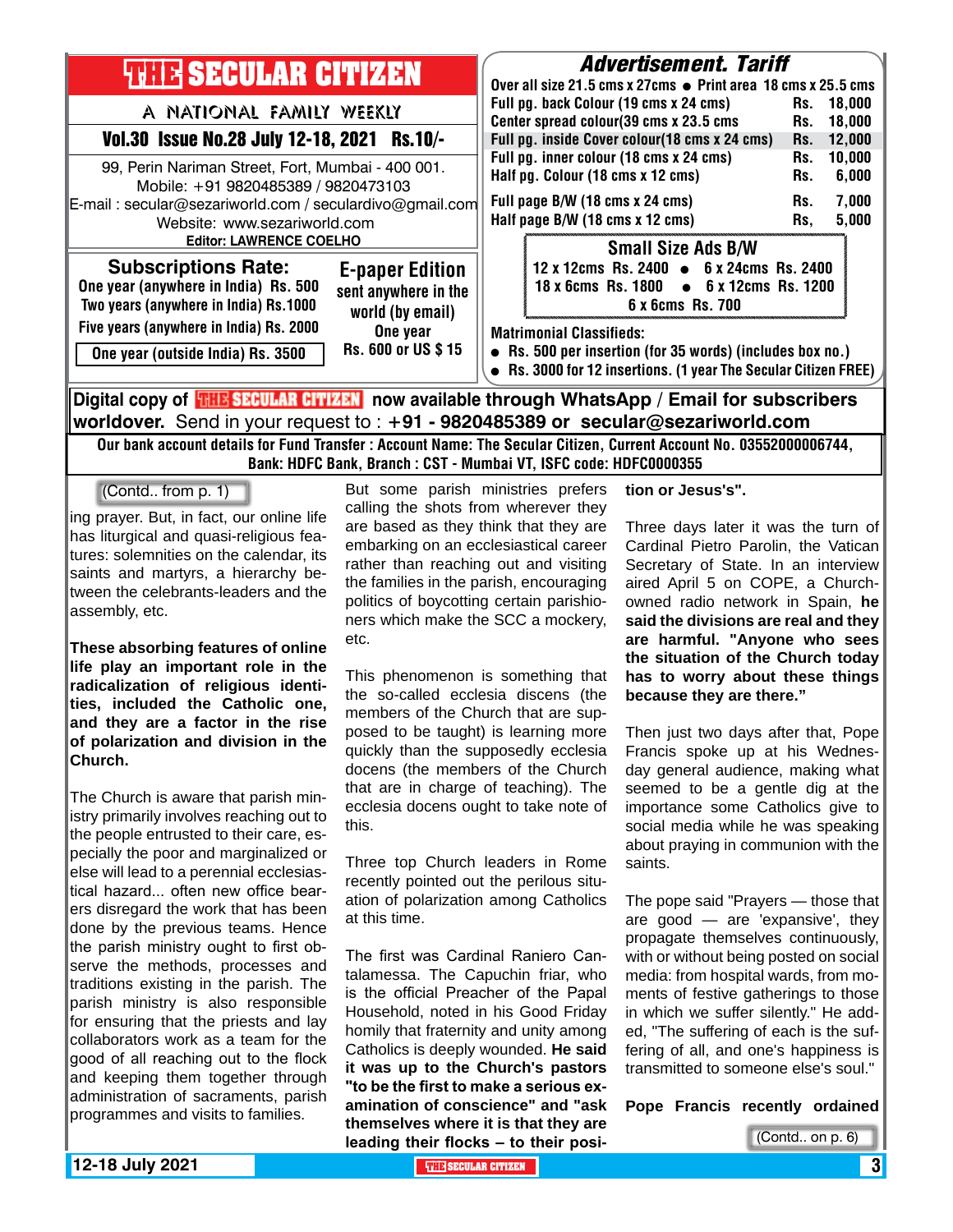# THE SECULAR CITIZEN

A NATIONAL FAMILY WEEKLY

**Vol.30 Issue No.28 July 12-18, 2021 Rs.10/-**

99, Perin Nariman Street, Fort, Mumbai - 400 001.
Mobile: +91 9820485389 / 9820473103
E-mail : secular@sezariworld.com / seculardivo@gmail.com
Website: www.sezariworld.com
**Editor: LAWRENCE COELHO**

## Advertisement. Tariff

Over all size 21.5 cms x 27cms • Print area 18 cms x 25.5 cms

| | |
|---|---|
| Full pg. back Colour (19 cms x 24 cms) | Rs. 18,000 |
| Center spread colour(39 cms x 23.5 cms | Rs. 18,000 |
| Full pg. inside Cover colour(18 cms x 24 cms) | Rs. 12,000 |
| Full pg. inner colour (18 cms x 24 cms) | Rs. 10,000 |
| Half pg. Colour (18 cms x 12 cms) | Rs. 6,000 |
| Full page B/W (18 cms x 24 cms) | Rs. 7,000 |
| Half page B/W (18 cms x 12 cms) | Rs, 5,000 |

**Small Size Ads B/W**

12 x 12cms Rs. 2400 • 6 x 24cms Rs. 2400
18 x 6cms Rs. 1800 • 6 x 12cms Rs. 1200
6 x 6cms Rs. 700

**Subscriptions Rate:**
One year (anywhere in India) Rs. 500
Two years (anywhere in India) Rs.1000
Five years (anywhere in India) Rs. 2000
One year (outside India) Rs. 3500

**E-paper Edition**
sent anywhere in the world (by email)
One year
Rs. 600 or US $ 15

**Matrimonial Classifieds:**

- Rs. 500 per insertion (for 35 words) (includes box no.)
- Rs. 3000 for 12 insertions. (1 year The Secular Citizen FREE)

**Digital copy of THE SECULAR CITIZEN now available through WhatsApp / Email for subscribers worldover.** Send in your request to : **+91 - 9820485389 or secular@sezariworld.com**

**Our bank account details for Fund Transfer : Account Name: The Secular Citizen, Current Account No. 03552000006744, Bank: HDFC Bank, Branch : CST - Mumbai VT, ISFC code: HDFC0000355**

---

(Contd.. from p. 1)

ing prayer. But, in fact, our online life has liturgical and quasi-religious features: solemnities on the calendar, its saints and martyrs, a hierarchy between the celebrants-leaders and the assembly, etc.

**These absorbing features of online life play an important role in the radicalization of religious identities, included the Catholic one, and they are a factor in the rise of polarization and division in the Church.**

The Church is aware that parish ministry primarily involves reaching out to the people entrusted to their care, especially the poor and marginalized or else will lead to a perennial ecclesiastical hazard... often new office bearers disregard the work that has been done by the previous teams. Hence the parish ministry ought to first observe the methods, processes and traditions existing in the parish. The parish ministry is also responsible for ensuring that the priests and lay collaborators work as a team for the good of all reaching out to the flock and keeping them together through administration of sacraments, parish programmes and visits to families.

But some parish ministries prefers calling the shots from wherever they are based as they think that they are embarking on an ecclesiastical career rather than reaching out and visiting the families in the parish, encouraging politics of boycotting certain parishioners which make the SCC a mockery, etc.

This phenomenon is something that the so-called ecclesia discens (the members of the Church that are supposed to be taught) is learning more quickly than the supposedly ecclesia docens (the members of the Church that are in charge of teaching). The ecclesia docens ought to take note of this.

Three top Church leaders in Rome recently pointed out the perilous situation of polarization among Catholics at this time.

The first was Cardinal Raniero Cantalamessa. The Capuchin friar, who is the official Preacher of the Papal Household, noted in his Good Friday homily that fraternity and unity among Catholics is deeply wounded. **He said it was up to the Church's pastors "to be the first to make a serious examination of conscience" and "ask themselves where it is that they are leading their flocks – to their position or Jesus's".**

Three days later it was the turn of Cardinal Pietro Parolin, the Vatican Secretary of State. In an interview aired April 5 on COPE, a Church-owned radio network in Spain, **he said the divisions are real and they are harmful. "Anyone who sees the situation of the Church today has to worry about these things because they are there."**

Then just two days after that, Pope Francis spoke up at his Wednesday general audience, making what seemed to be a gentle dig at the importance some Catholics give to social media while he was speaking about praying in communion with the saints.

The pope said "Prayers — those that are good — are 'expansive', they propagate themselves continuously, with or without being posted on social media: from hospital wards, from moments of festive gatherings to those in which we suffer silently." He added, "The suffering of each is the suffering of all, and one's happiness is transmitted to someone else's soul."

**Pope Francis recently ordained**

(Contd.. on p. 6)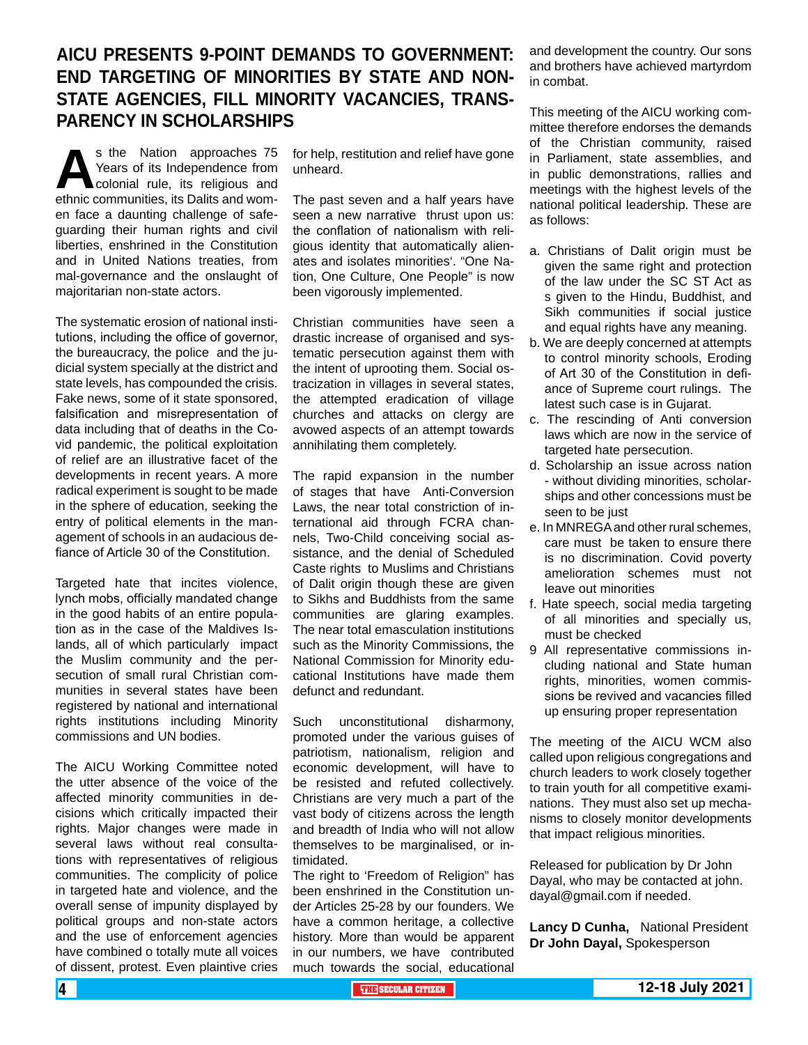# AICU PRESENTS 9-POINT DEMANDS TO GOVERNMENT: END TARGETING OF MINORITIES BY STATE AND NON-STATE AGENCIES, FILL MINORITY VACANCIES, TRANSPARENCY IN SCHOLARSHIPS

As the Nation approaches 75 Years of its Independence from colonial rule, its religious and ethnic communities, its Dalits and women face a daunting challenge of safeguarding their human rights and civil liberties, enshrined in the Constitution and in United Nations treaties, from mal-governance and the onslaught of majoritarian non-state actors.

The systematic erosion of national institutions, including the office of governor, the bureaucracy, the police and the judicial system specially at the district and state levels, has compounded the crisis. Fake news, some of it state sponsored, falsification and misrepresentation of data including that of deaths in the Covid pandemic, the political exploitation of relief are an illustrative facet of the developments in recent years. A more radical experiment is sought to be made in the sphere of education, seeking the entry of political elements in the management of schools in an audacious defiance of Article 30 of the Constitution.

Targeted hate that incites violence, lynch mobs, officially mandated change in the good habits of an entire population as in the case of the Maldives Islands, all of which particularly impact the Muslim community and the persecution of small rural Christian communities in several states have been registered by national and international rights institutions including Minority commissions and UN bodies.

The AICU Working Committee noted the utter absence of the voice of the affected minority communities in decisions which critically impacted their rights. Major changes were made in several laws without real consultations with representatives of religious communities. The complicity of police in targeted hate and violence, and the overall sense of impunity displayed by political groups and non-state actors and the use of enforcement agencies have combined o totally mute all voices of dissent, protest. Even plaintive cries for help, restitution and relief have gone unheard.

The past seven and a half years have seen a new narrative thrust upon us: the conflation of nationalism with religious identity that automatically alienates and isolates minorities'. "One Nation, One Culture, One People" is now been vigorously implemented.

Christian communities have seen a drastic increase of organised and systematic persecution against them with the intent of uprooting them. Social ostracization in villages in several states, the attempted eradication of village churches and attacks on clergy are avowed aspects of an attempt towards annihilating them completely.

The rapid expansion in the number of stages that have Anti-Conversion Laws, the near total constriction of international aid through FCRA channels, Two-Child conceiving social assistance, and the denial of Scheduled Caste rights to Muslims and Christians of Dalit origin though these are given to Sikhs and Buddhists from the same communities are glaring examples. The near total emasculation institutions such as the Minority Commissions, the National Commission for Minority educational Institutions have made them defunct and redundant.

Such unconstitutional disharmony, promoted under the various guises of patriotism, nationalism, religion and economic development, will have to be resisted and refuted collectively. Christians are very much a part of the vast body of citizens across the length and breadth of India who will not allow themselves to be marginalised, or intimidated.

The right to 'Freedom of Religion" has been enshrined in the Constitution under Articles 25-28 by our founders. We have a common heritage, a collective history. More than would be apparent in our numbers, we have contributed much towards the social, educational and development the country. Our sons and brothers have achieved martyrdom in combat.

This meeting of the AICU working committee therefore endorses the demands of the Christian community, raised in Parliament, state assemblies, and in public demonstrations, rallies and meetings with the highest levels of the national political leadership. These are as follows:

a. Christians of Dalit origin must be given the same right and protection of the law under the SC ST Act as s given to the Hindu, Buddhist, and Sikh communities if social justice and equal rights have any meaning.
b. We are deeply concerned at attempts to control minority schools, Eroding of Art 30 of the Constitution in defiance of Supreme court rulings. The latest such case is in Gujarat.
c. The rescinding of Anti conversion laws which are now in the service of targeted hate persecution.
d. Scholarship an issue across nation - without dividing minorities, scholarships and other concessions must be seen to be just
e. In MNREGA and other rural schemes, care must be taken to ensure there is no discrimination. Covid poverty amelioration schemes must not leave out minorities
f. Hate speech, social media targeting of all minorities and specially us, must be checked
9 All representative commissions including national and State human rights, minorities, women commissions be revived and vacancies filled up ensuring proper representation

The meeting of the AICU WCM also called upon religious congregations and church leaders to work closely together to train youth for all competitive examinations. They must also set up mechanisms to closely monitor developments that impact religious minorities.

Released for publication by Dr John Dayal, who may be contacted at john.dayal@gmail.com if needed.

**Lancy D Cunha,** National President
**Dr John Dayal,** Spokesperson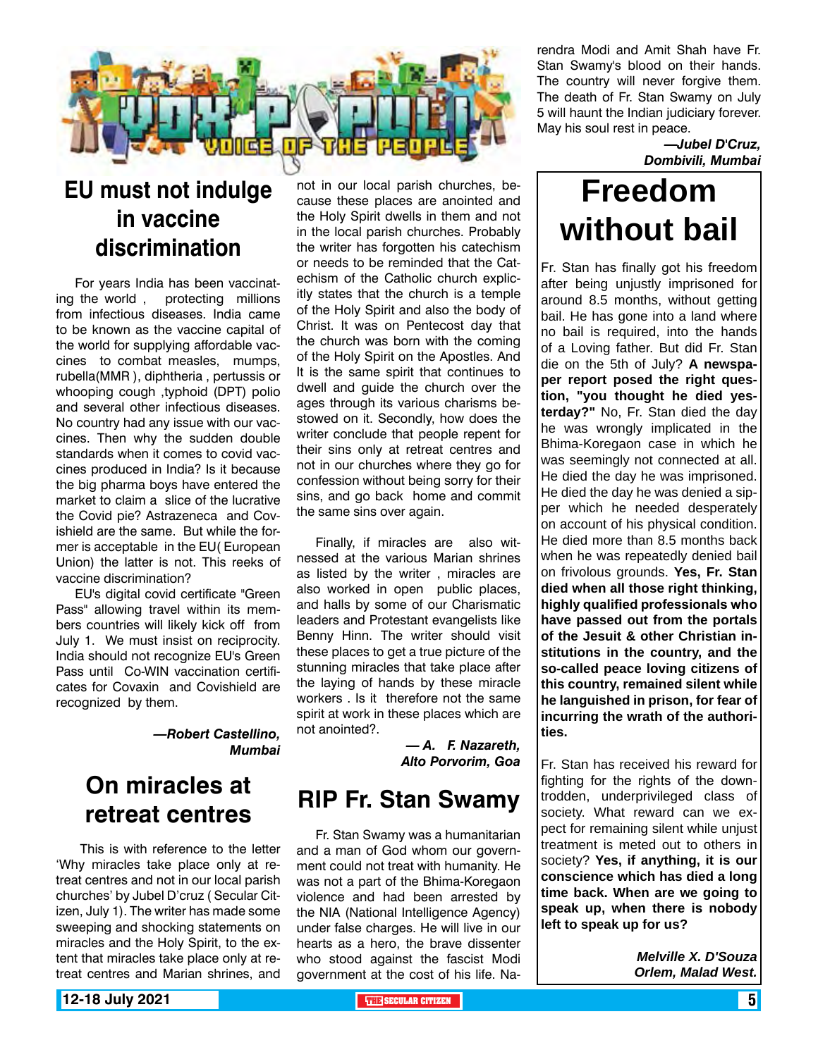# VOX POPULI

VOICE OF THE PEOPLE

## EU must not indulge in vaccine discrimination

For years India has been vaccinating the world , protecting millions from infectious diseases. India came to be known as the vaccine capital of the world for supplying affordable vaccines to combat measeles, mumps, rubella(MMR ), diphtheria , pertussis or whooping cough ,typhoid (DPT) polio and several other infectious diseases. No country had any issue with our vaccines. Then why the sudden double standards when it comes to covid vaccines produced in India? Is it because the big pharma boys have entered the market to claim a slice of the lucrative the Covid pie? Astrazeneca and Covishield are the same. But while the former is acceptable in the EU( European Union) the latter is not. This reeks of vaccine discrimination?

EU's digital covid certificate "Green Pass" allowing travel within its members countries will likely kick off from July 1. We must insist on reciprocity. India should not recognize EU's Green Pass until Co-WIN vaccination certificates for Covaxin and Covishield are recognized by them.

***—Robert Castellino, Mumbai***

## On miracles at retreat centres

This is with reference to the letter 'Why miracles take place only at retreat centres and not in our local parish churches' by Jubel D'cruz ( Secular Citizen, July 1). The writer has made some sweeping and shocking statements on miracles and the Holy Spirit, to the extent that miracles take place only at retreat centres and Marian shrines, and not in our local parish churches, because these places are anointed and the Holy Spirit dwells in them and not in the local parish churches. Probably the writer has forgotten his catechism or needs to be reminded that the Catechism of the Catholic church explicitly states that the church is a temple of the Holy Spirit and also the body of Christ. It was on Pentecost day that the church was born with the coming of the Holy Spirit on the Apostles. And It is the same spirit that continues to dwell and guide the church over the ages through its various charisms bestowed on it. Secondly, how does the writer conclude that people repent for their sins only at retreat centres and not in our churches where they go for confession without being sorry for their sins, and go back home and commit the same sins over again.

Finally, if miracles are also witnessed at the various Marian shrines as listed by the writer , miracles are also worked in open public places, and halls by some of our Charismatic leaders and Protestant evangelists like Benny Hinn. The writer should visit these places to get a true picture of the stunning miracles that take place after the laying of hands by these miracle workers . Is it therefore not the same spirit at work in these places which are not anointed?.

***— A. F. Nazareth, Alto Porvorim, Goa***

## RIP Fr. Stan Swamy

Fr. Stan Swamy was a humanitarian and a man of God whom our government could not treat with humanity. He was not a part of the Bhima-Koregaon violence and had been arrested by the NIA (National Intelligence Agency) under false charges. He will live in our hearts as a hero, the brave dissenter who stood against the fascist Modi government at the cost of his life. Narendra Modi and Amit Shah have Fr. Stan Swamy's blood on their hands. The country will never forgive them. The death of Fr. Stan Swamy on July 5 will haunt the Indian judiciary forever. May his soul rest in peace.

***—Jubel D'Cruz, Dombivili, Mumbai***

## Freedom without bail

Fr. Stan has finally got his freedom after being unjustly imprisoned for around 8.5 months, without getting bail. He has gone into a land where no bail is required, into the hands of a Loving father. But did Fr. Stan die on the 5th of July? **A newspaper report posed the right question, "you thought he died yesterday?"** No, Fr. Stan died the day he was wrongly implicated in the Bhima-Koregaon case in which he was seemingly not connected at all. He died the day he was imprisoned. He died the day he was denied a sipper which he needed desperately on account of his physical condition. He died more than 8.5 months back when he was repeatedly denied bail on frivolous grounds. **Yes, Fr. Stan died when all those right thinking, highly qualified professionals who have passed out from the portals of the Jesuit & other Christian institutions in the country, and the so-called peace loving citizens of this country, remained silent while he languished in prison, for fear of incurring the wrath of the authorities.**

Fr. Stan has received his reward for fighting for the rights of the downtrodden, underprivileged class of society. What reward can we expect for remaining silent while unjust treatment is meted out to others in society? **Yes, if anything, it is our conscience which has died a long time back. When are we going to speak up, when there is nobody left to speak up for us?**

***Melville X. D'Souza Orlem, Malad West.***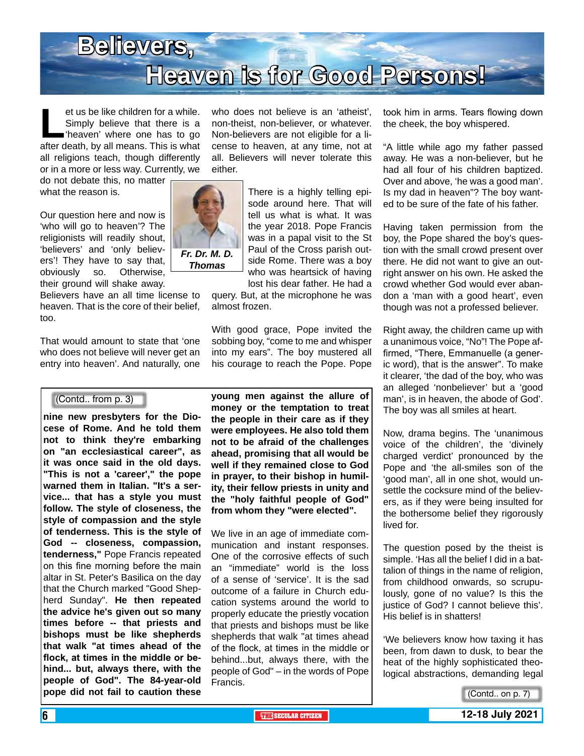# Believers, Heaven is for Good Persons!

*Fr. Dr. M. D. Thomas*

Let us be like children for a while. Simply believe that there is a 'heaven' where one has to go after death, by all means. This is what all religions teach, though differently or in a more or less way. Currently, we do not debate this, no matter what the reason is.

Our question here and now is 'who will go to heaven'? The religionists will readily shout, 'believers' and 'only believers'! They have to say that, obviously so. Otherwise, their ground will shake away. Believers have an all time license to heaven. That is the core of their belief, too.

That would amount to state that 'one who does not believe will never get an entry into heaven'. And naturally, one who does not believe is an 'atheist', non-theist, non-believer, or whatever. Non-believers are not eligible for a license to heaven, at any time, not at all. Believers will never tolerate this either.

There is a highly telling episode around here. That will tell us what is what. It was the year 2018. Pope Francis was in a papal visit to the St Paul of the Cross parish outside Rome. There was a boy who was heartsick of having lost his dear father. He had a query. But, at the microphone he was almost frozen.

With good grace, Pope invited the sobbing boy, "come to me and whisper into my ears". The boy mustered all his courage to reach the Pope. Pope took him in arms. Tears flowing down the cheek, the boy whispered.

"A little while ago my father passed away. He was a non-believer, but he had all four of his children baptized. Over and above, 'he was a good man'. Is my dad in heaven"? The boy wanted to be sure of the fate of his father.

Having taken permission from the boy, the Pope shared the boy's question with the small crowd present over there. He did not want to give an outright answer on his own. He asked the crowd whether God would ever abandon a 'man with a good heart', even though was not a professed believer.

Right away, the children came up with a unanimous voice, "No"! The Pope affirmed, "There, Emmanuelle (a generic word), that is the answer". To make it clearer, 'the dad of the boy, who was an alleged 'nonbeliever' but a 'good man', is in heaven, the abode of God'. The boy was all smiles at heart.

Now, drama begins. The 'unanimous voice of the children', the 'divinely charged verdict' pronounced by the Pope and 'the all-smiles son of the 'good man', all in one shot, would unsettle the cocksure mind of the believers, as if they were being insulted for the bothersome belief they rigorously lived for.

The question posed by the theist is simple. 'Has all the belief I did in a battalion of things in the name of religion, from childhood onwards, so scrupulously, gone of no value? Is this the justice of God? I cannot believe this'. His belief is in shatters!

'We believers know how taxing it has been, from dawn to dusk, to bear the heat of the highly sophisticated theological abstractions, demanding legal

(Contd.. on p. 7)

---

(Contd.. from p. 3)

**nine new presbyters for the Diocese of Rome. And he told them not to think they're embarking on "an ecclesiastical career", as it was once said in the old days. "This is not a 'career'," the pope warned them in Italian. "It's a service... that has a style you must follow. The style of closeness, the style of compassion and the style of tenderness. This is the style of God -- closeness, compassion, tenderness,"** Pope Francis repeated on this fine morning before the main altar in St. Peter's Basilica on the day that the Church marked "Good Shepherd Sunday". **He then repeated the advice he's given out so many times before -- that priests and bishops must be like shepherds that walk "at times ahead of the flock, at times in the middle or behind... but, always there, with the people of God". The 84-year-old pope did not fail to caution these young men against the allure of money or the temptation to treat the people in their care as if they were employees. He also told them not to be afraid of the challenges ahead, promising that all would be well if they remained close to God in prayer, to their bishop in humility, their fellow priests in unity and the "holy faithful people of God" from whom they "were elected".**

We live in an age of immediate communication and instant responses. One of the corrosive effects of such an "immediate" world is the loss of a sense of 'service'. It is the sad outcome of a failure in Church education systems around the world to properly educate the priestly vocation that priests and bishops must be like shepherds that walk "at times ahead of the flock, at times in the middle or behind...but, always there, with the people of God" – in the words of Pope Francis.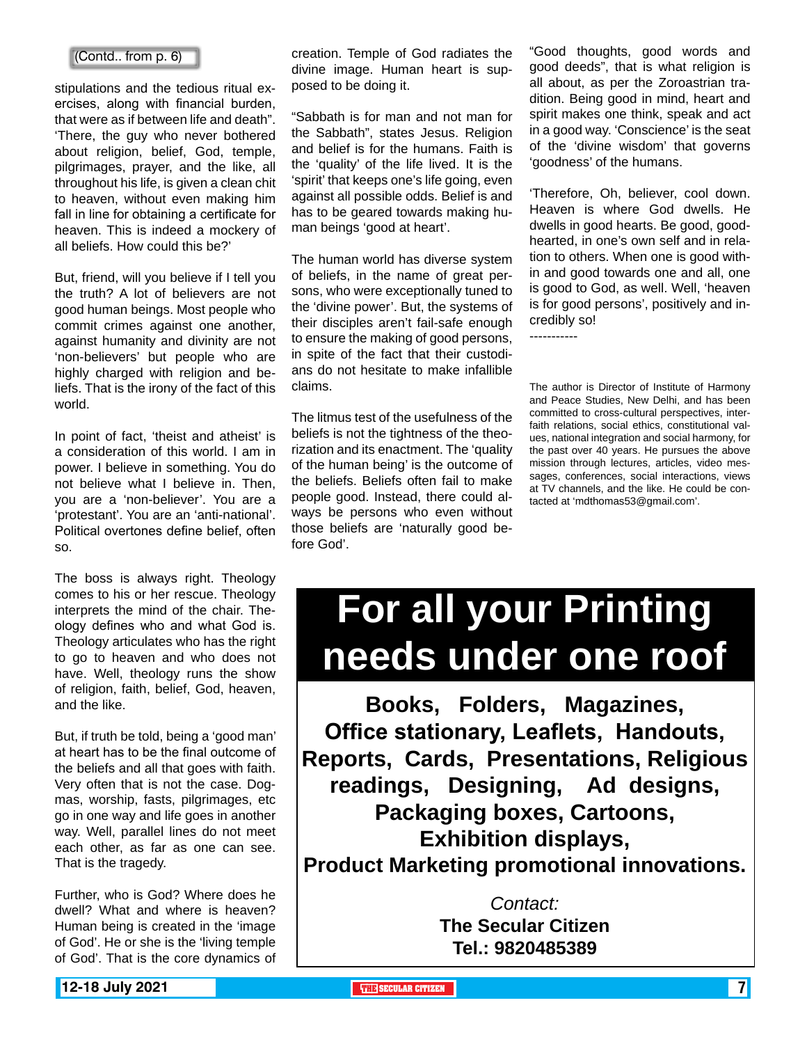(Contd.. from p. 6)

stipulations and the tedious ritual exercises, along with financial burden, that were as if between life and death". 'There, the guy who never bothered about religion, belief, God, temple, pilgrimages, prayer, and the like, all throughout his life, is given a clean chit to heaven, without even making him fall in line for obtaining a certificate for heaven. This is indeed a mockery of all beliefs. How could this be?'

But, friend, will you believe if I tell you the truth? A lot of believers are not good human beings. Most people who commit crimes against one another, against humanity and divinity are not 'non-believers' but people who are highly charged with religion and beliefs. That is the irony of the fact of this world.

In point of fact, 'theist and atheist' is a consideration of this world. I am in power. I believe in something. You do not believe what I believe in. Then, you are a 'non-believer'. You are a 'protestant'. You are an 'anti-national'. Political overtones define belief, often so.

The boss is always right. Theology comes to his or her rescue. Theology interprets the mind of the chair. Theology defines who and what God is. Theology articulates who has the right to go to heaven and who does not have. Well, theology runs the show of religion, faith, belief, God, heaven, and the like.

But, if truth be told, being a 'good man' at heart has to be the final outcome of the beliefs and all that goes with faith. Very often that is not the case. Dogmas, worship, fasts, pilgrimages, etc go in one way and life goes in another way. Well, parallel lines do not meet each other, as far as one can see. That is the tragedy.

Further, who is God? Where does he dwell? What and where is heaven? Human being is created in the 'image of God'. He or she is the 'living temple of God'. That is the core dynamics of creation. Temple of God radiates the divine image. Human heart is supposed to be doing it.

"Sabbath is for man and not man for the Sabbath", states Jesus. Religion and belief is for the humans. Faith is the 'quality' of the life lived. It is the 'spirit' that keeps one's life going, even against all possible odds. Belief is and has to be geared towards making human beings 'good at heart'.

The human world has diverse system of beliefs, in the name of great persons, who were exceptionally tuned to the 'divine power'. But, the systems of their disciples aren't fail-safe enough to ensure the making of good persons, in spite of the fact that their custodians do not hesitate to make infallible claims.

The litmus test of the usefulness of the beliefs is not the tightness of the theorization and its enactment. The 'quality of the human being' is the outcome of the beliefs. Beliefs often fail to make people good. Instead, there could always be persons who even without those beliefs are 'naturally good before God'.

"Good thoughts, good words and good deeds", that is what religion is all about, as per the Zoroastrian tradition. Being good in mind, heart and spirit makes one think, speak and act in a good way. 'Conscience' is the seat of the 'divine wisdom' that governs 'goodness' of the humans.

'Therefore, Oh, believer, cool down. Heaven is where God dwells. He dwells in good hearts. Be good, good-hearted, in one's own self and in relation to others. When one is good within and good towards one and all, one is good to God, as well. Well, 'heaven is for good persons', positively and incredibly so!

-----------

The author is Director of Institute of Harmony and Peace Studies, New Delhi, and has been committed to cross-cultural perspectives, interfaith relations, social ethics, constitutional values, national integration and social harmony, for the past over 40 years. He pursues the above mission through lectures, articles, video messages, conferences, social interactions, views at TV channels, and the like. He could be contacted at 'mdthomas53@gmail.com'.

# For all your Printing needs under one roof

**Books, Folders, Magazines, Office stationary, Leaflets, Handouts, Reports, Cards, Presentations, Religious readings, Designing, Ad designs, Packaging boxes, Cartoons, Exhibition displays, Product Marketing promotional innovations.**

*Contact:*
**The Secular Citizen**
**Tel.: 9820485389**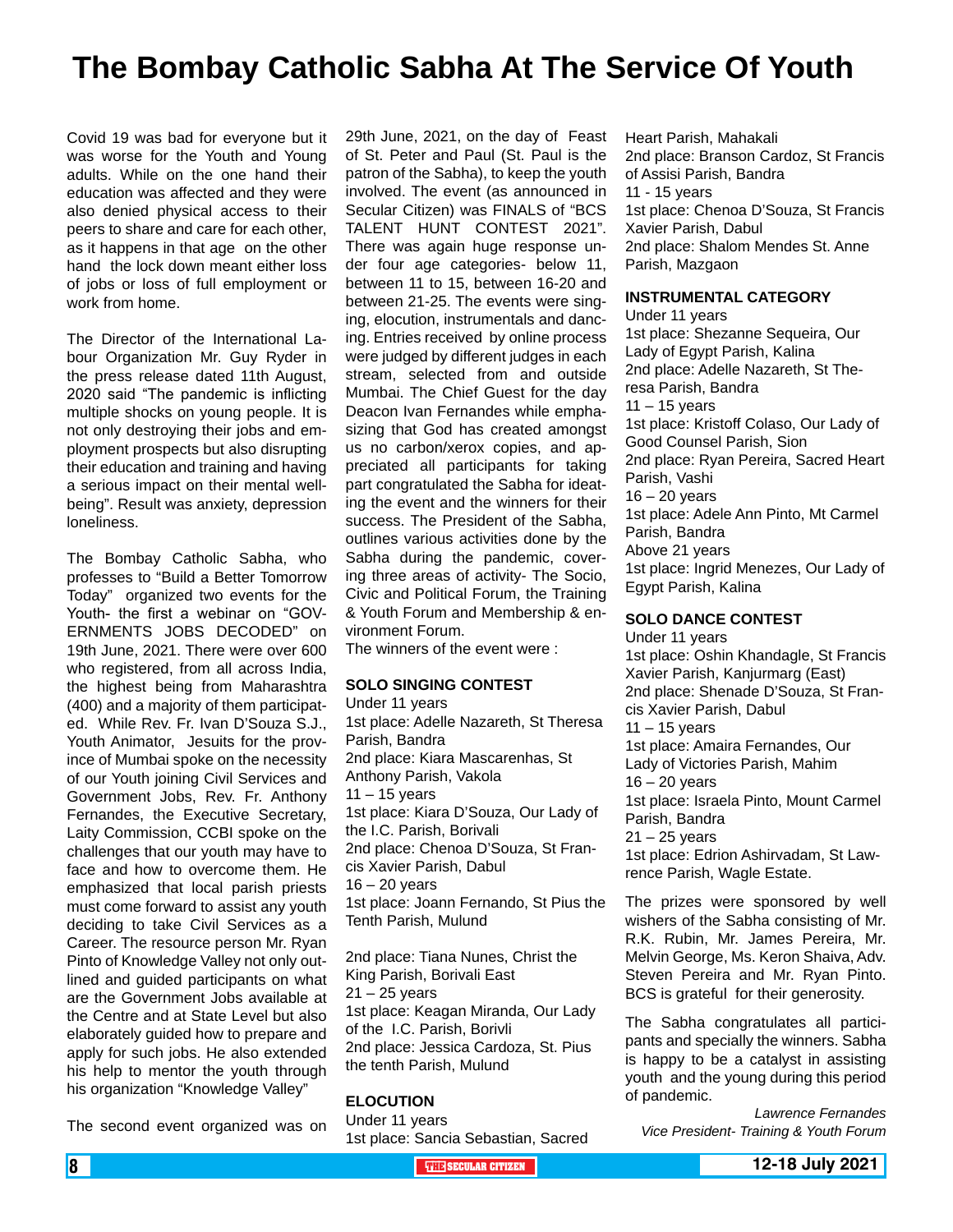# The Bombay Catholic Sabha At The Service Of Youth

Covid 19 was bad for everyone but it was worse for the Youth and Young adults. While on the one hand their education was affected and they were also denied physical access to their peers to share and care for each other, as it happens in that age on the other hand the lock down meant either loss of jobs or loss of full employment or work from home.

The Director of the International Labour Organization Mr. Guy Ryder in the press release dated 11th August, 2020 said "The pandemic is inflicting multiple shocks on young people. It is not only destroying their jobs and employment prospects but also disrupting their education and training and having a serious impact on their mental well-being". Result was anxiety, depression loneliness.

The Bombay Catholic Sabha, who professes to "Build a Better Tomorrow Today" organized two events for the Youth- the first a webinar on "GOVERNMENTS JOBS DECODED" on 19th June, 2021. There were over 600 who registered, from all across India, the highest being from Maharashtra (400) and a majority of them participated. While Rev. Fr. Ivan D'Souza S.J., Youth Animator, Jesuits for the province of Mumbai spoke on the necessity of our Youth joining Civil Services and Government Jobs, Rev. Fr. Anthony Fernandes, the Executive Secretary, Laity Commission, CCBI spoke on the challenges that our youth may have to face and how to overcome them. He emphasized that local parish priests must come forward to assist any youth deciding to take Civil Services as a Career. The resource person Mr. Ryan Pinto of Knowledge Valley not only outlined and guided participants on what are the Government Jobs available at the Centre and at State Level but also elaborately guided how to prepare and apply for such jobs. He also extended his help to mentor the youth through his organization "Knowledge Valley"

The second event organized was on 29th June, 2021, on the day of Feast of St. Peter and Paul (St. Paul is the patron of the Sabha), to keep the youth involved. The event (as announced in Secular Citizen) was FINALS of "BCS TALENT HUNT CONTEST 2021". There was again huge response under four age categories- below 11, between 11 to 15, between 16-20 and between 21-25. The events were singing, elocution, instrumentals and dancing. Entries received by online process were judged by different judges in each stream, selected from and outside Mumbai. The Chief Guest for the day Deacon Ivan Fernandes while emphasizing that God has created amongst us no carbon/xerox copies, and appreciated all participants for taking part congratulated the Sabha for ideating the event and the winners for their success. The President of the Sabha, outlines various activities done by the Sabha during the pandemic, covering three areas of activity- The Socio, Civic and Political Forum, the Training & Youth Forum and Membership & environment Forum.

The winners of the event were :

**SOLO SINGING CONTEST**

Under 11 years
1st place: Adelle Nazareth, St Theresa Parish, Bandra
2nd place: Kiara Mascarenhas, St Anthony Parish, Vakola
11 – 15 years
1st place: Kiara D'Souza, Our Lady of the I.C. Parish, Borivali
2nd place: Chenoa D'Souza, St Francis Xavier Parish, Dabul
16 – 20 years
1st place: Joann Fernando, St Pius the Tenth Parish, Mulund

2nd place: Tiana Nunes, Christ the King Parish, Borivali East
21 – 25 years
1st place: Keagan Miranda, Our Lady of the I.C. Parish, Borivli
2nd place: Jessica Cardoza, St. Pius the tenth Parish, Mulund

**ELOCUTION**

Under 11 years
1st place: Sancia Sebastian, Sacred Heart Parish, Mahakali
2nd place: Branson Cardoz, St Francis of Assisi Parish, Bandra
11 - 15 years
1st place: Chenoa D'Souza, St Francis Xavier Parish, Dabul
2nd place: Shalom Mendes St. Anne Parish, Mazgaon

**INSTRUMENTAL CATEGORY**

Under 11 years
1st place: Shezanne Sequeira, Our Lady of Egypt Parish, Kalina
2nd place: Adelle Nazareth, St Theresa Parish, Bandra
11 – 15 years
1st place: Kristoff Colaso, Our Lady of Good Counsel Parish, Sion
2nd place: Ryan Pereira, Sacred Heart Parish, Vashi
16 – 20 years
1st place: Adele Ann Pinto, Mt Carmel Parish, Bandra
Above 21 years
1st place: Ingrid Menezes, Our Lady of Egypt Parish, Kalina

**SOLO DANCE CONTEST**

Under 11 years
1st place: Oshin Khandagle, St Francis Xavier Parish, Kanjurmarg (East)
2nd place: Shenade D'Souza, St Francis Xavier Parish, Dabul
11 – 15 years
1st place: Amaira Fernandes, Our Lady of Victories Parish, Mahim
16 – 20 years
1st place: Israela Pinto, Mount Carmel Parish, Bandra
21 – 25 years
1st place: Edrion Ashirvadam, St Lawrence Parish, Wagle Estate.

The prizes were sponsored by well wishers of the Sabha consisting of Mr. R.K. Rubin, Mr. James Pereira, Mr. Melvin George, Ms. Keron Shaiva, Adv. Steven Pereira and Mr. Ryan Pinto. BCS is grateful for their generosity.

The Sabha congratulates all participants and specially the winners. Sabha is happy to be a catalyst in assisting youth and the young during this period of pandemic.

*Lawrence Fernandes*
*Vice President- Training & Youth Forum*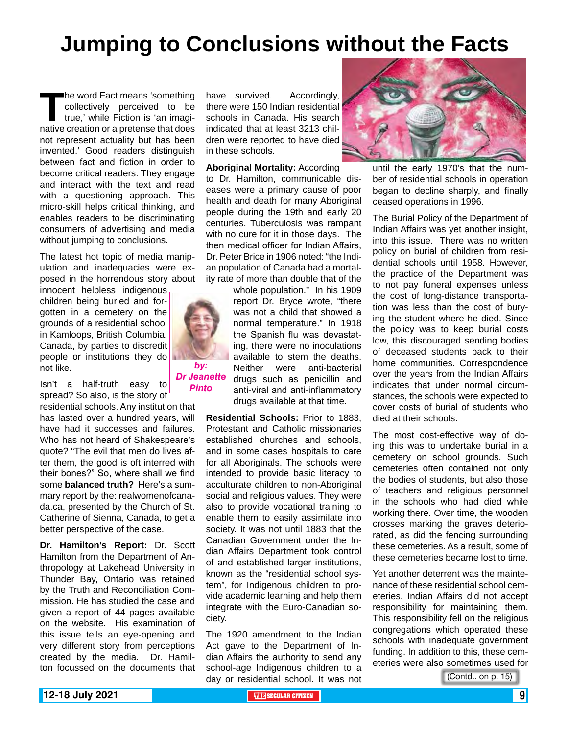# Jumping to Conclusions without the Facts

*by: Dr Jeanette Pinto*

The word Fact means 'something collectively perceived to be true,' while Fiction is 'an imaginative creation or a pretense that does not represent actuality but has been invented.' Good readers distinguish between fact and fiction in order to become critical readers. They engage and interact with the text and read with a questioning approach. This micro-skill helps critical thinking, and enables readers to be discriminating consumers of advertising and media without jumping to conclusions.

The latest hot topic of media manipulation and inadequacies were exposed in the horrendous story about innocent helpless indigenous children being buried and forgotten in a cemetery on the grounds of a residential school in Kamloops, British Columbia, Canada, by parties to discredit people or institutions they do not like.

Isn't a half-truth easy to spread? So also, is the story of residential schools. Any institution that has lasted over a hundred years, will have had it successes and failures. Who has not heard of Shakespeare's quote? "The evil that men do lives after them, the good is oft interred with their bones?" So, where shall we find some **balanced truth?** Here's a summary report by the: realwomenofcanada.ca, presented by the Church of St. Catherine of Sienna, Canada, to get a better perspective of the case.

**Dr. Hamilton's Report:** Dr. Scott Hamilton from the Department of Anthropology at Lakehead University in Thunder Bay, Ontario was retained by the Truth and Reconciliation Commission. He has studied the case and given a report of 44 pages available on the website. His examination of this issue tells an eye-opening and very different story from perceptions created by the media. Dr. Hamilton focussed on the documents that have survived. Accordingly, there were 150 Indian residential schools in Canada. His search indicated that at least 3213 children were reported to have died in these schools.

**Aboriginal Mortality:** According to Dr. Hamilton, communicable diseases were a primary cause of poor health and death for many Aboriginal people during the 19th and early 20 centuries. Tuberculosis was rampant with no cure for it in those days. The then medical officer for Indian Affairs, Dr. Peter Brice in 1906 noted: "the Indian population of Canada had a mortality rate of more than double that of the whole population." In his 1909 report Dr. Bryce wrote, "there was not a child that showed a normal temperature." In 1918 the Spanish flu was devastating, there were no inoculations available to stem the deaths. Neither were anti-bacterial drugs such as penicillin and anti-viral and anti-inflammatory drugs available at that time.

**Residential Schools:** Prior to 1883, Protestant and Catholic missionaries established churches and schools, and in some cases hospitals to care for all Aboriginals. The schools were intended to provide basic literacy to acculturate children to non-Aboriginal social and religious values. They were also to provide vocational training to enable them to easily assimilate into society. It was not until 1883 that the Canadian Government under the Indian Affairs Department took control of and established larger institutions, known as the "residential school system", for Indigenous children to provide academic learning and help them integrate with the Euro-Canadian society.

The 1920 amendment to the Indian Act gave to the Department of Indian Affairs the authority to send any school-age Indigenous children to a day or residential school. It was not until the early 1970's that the number of residential schools in operation began to decline sharply, and finally ceased operations in 1996.

The Burial Policy of the Department of Indian Affairs was yet another insight, into this issue. There was no written policy on burial of children from residential schools until 1958. However, the practice of the Department was to not pay funeral expenses unless the cost of long-distance transportation was less than the cost of burying the student where he died. Since the policy was to keep burial costs low, this discouraged sending bodies of deceased students back to their home communities. Correspondence over the years from the Indian Affairs indicates that under normal circumstances, the schools were expected to cover costs of burial of students who died at their schools.

The most cost-effective way of doing this was to undertake burial in a cemetery on school grounds. Such cemeteries often contained not only the bodies of students, but also those of teachers and religious personnel in the schools who had died while working there. Over time, the wooden crosses marking the graves deteriorated, as did the fencing surrounding these cemeteries. As a result, some of these cemeteries became lost to time.

Yet another deterrent was the maintenance of these residential school cemeteries. Indian Affairs did not accept responsibility for maintaining them. This responsibility fell on the religious congregations which operated these schools with inadequate government funding. In addition to this, these cemeteries were also sometimes used for

(Contd.. on p. 15)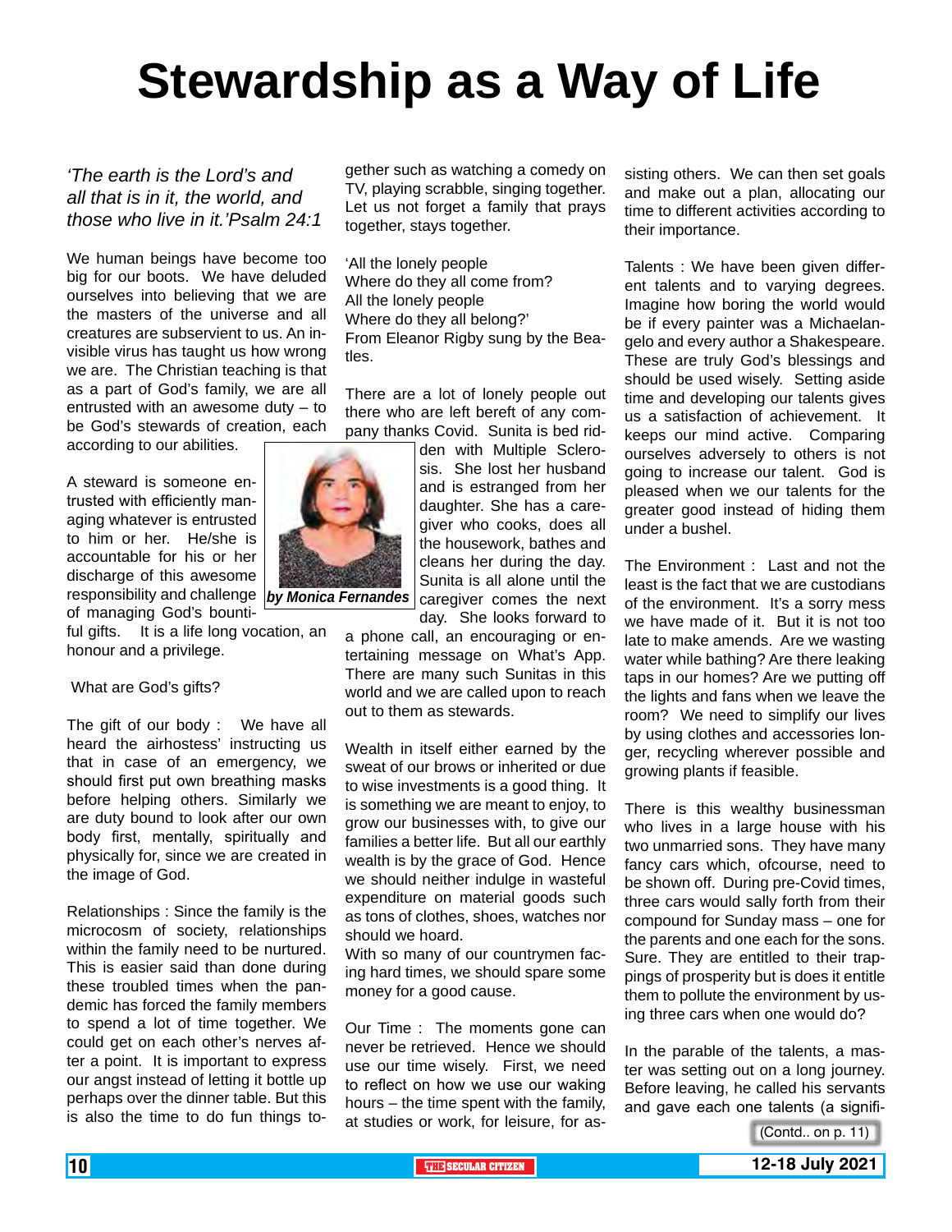# Stewardship as a Way of Life

*'The earth is the Lord's and all that is in it, the world, and those who live in it.'Psalm 24:1*

We human beings have become too big for our boots. We have deluded ourselves into believing that we are the masters of the universe and all creatures are subservient to us. An invisible virus has taught us how wrong we are. The Christian teaching is that as a part of God's family, we are all entrusted with an awesome duty – to be God's stewards of creation, each according to our abilities.

A steward is someone entrusted with efficiently managing whatever is entrusted to him or her. He/she is accountable for his or her discharge of this awesome responsibility and challenge of managing God's bountiful gifts. It is a life long vocation, an honour and a privilege.

***by Monica Fernandes***

What are God's gifts?

The gift of our body : We have all heard the airhostess' instructing us that in case of an emergency, we should first put own breathing masks before helping others. Similarly we are duty bound to look after our own body first, mentally, spiritually and physically for, since we are created in the image of God.

Relationships : Since the family is the microcosm of society, relationships within the family need to be nurtured. This is easier said than done during these troubled times when the pandemic has forced the family members to spend a lot of time together. We could get on each other's nerves after a point. It is important to express our angst instead of letting it bottle up perhaps over the dinner table. But this is also the time to do fun things together such as watching a comedy on TV, playing scrabble, singing together. Let us not forget a family that prays together, stays together.

'All the lonely people
Where do they all come from?
All the lonely people
Where do they all belong?'
From Eleanor Rigby sung by the Beatles.

There are a lot of lonely people out there who are left bereft of any company thanks Covid. Sunita is bed ridden with Multiple Sclerosis. She lost her husband and is estranged from her daughter. She has a caregiver who cooks, does all the housework, bathes and cleans her during the day. Sunita is all alone until the caregiver comes the next day. She looks forward to a phone call, an encouraging or entertaining message on What's App. There are many such Sunitas in this world and we are called upon to reach out to them as stewards.

Wealth in itself either earned by the sweat of our brows or inherited or due to wise investments is a good thing. It is something we are meant to enjoy, to grow our businesses with, to give our families a better life. But all our earthly wealth is by the grace of God. Hence we should neither indulge in wasteful expenditure on material goods such as tons of clothes, shoes, watches nor should we hoard.
With so many of our countrymen facing hard times, we should spare some money for a good cause.

Our Time : The moments gone can never be retrieved. Hence we should use our time wisely. First, we need to reflect on how we use our waking hours – the time spent with the family, at studies or work, for leisure, for assisting others. We can then set goals and make out a plan, allocating our time to different activities according to their importance.

Talents : We have been given different talents and to varying degrees. Imagine how boring the world would be if every painter was a Michaelangelo and every author a Shakespeare. These are truly God's blessings and should be used wisely. Setting aside time and developing our talents gives us a satisfaction of achievement. It keeps our mind active. Comparing ourselves adversely to others is not going to increase our talent. God is pleased when we our talents for the greater good instead of hiding them under a bushel.

The Environment : Last and not the least is the fact that we are custodians of the environment. It's a sorry mess we have made of it. But it is not too late to make amends. Are we wasting water while bathing? Are there leaking taps in our homes? Are we putting off the lights and fans when we leave the room? We need to simplify our lives by using clothes and accessories longer, recycling wherever possible and growing plants if feasible.

There is this wealthy businessman who lives in a large house with his two unmarried sons. They have many fancy cars which, ofcourse, need to be shown off. During pre-Covid times, three cars would sally forth from their compound for Sunday mass – one for the parents and one each for the sons. Sure. They are entitled to their trappings of prosperity but is does it entitle them to pollute the environment by using three cars when one would do?

In the parable of the talents, a master was setting out on a long journey. Before leaving, he called his servants and gave each one talents (a signifi-

(Contd.. on p. 11)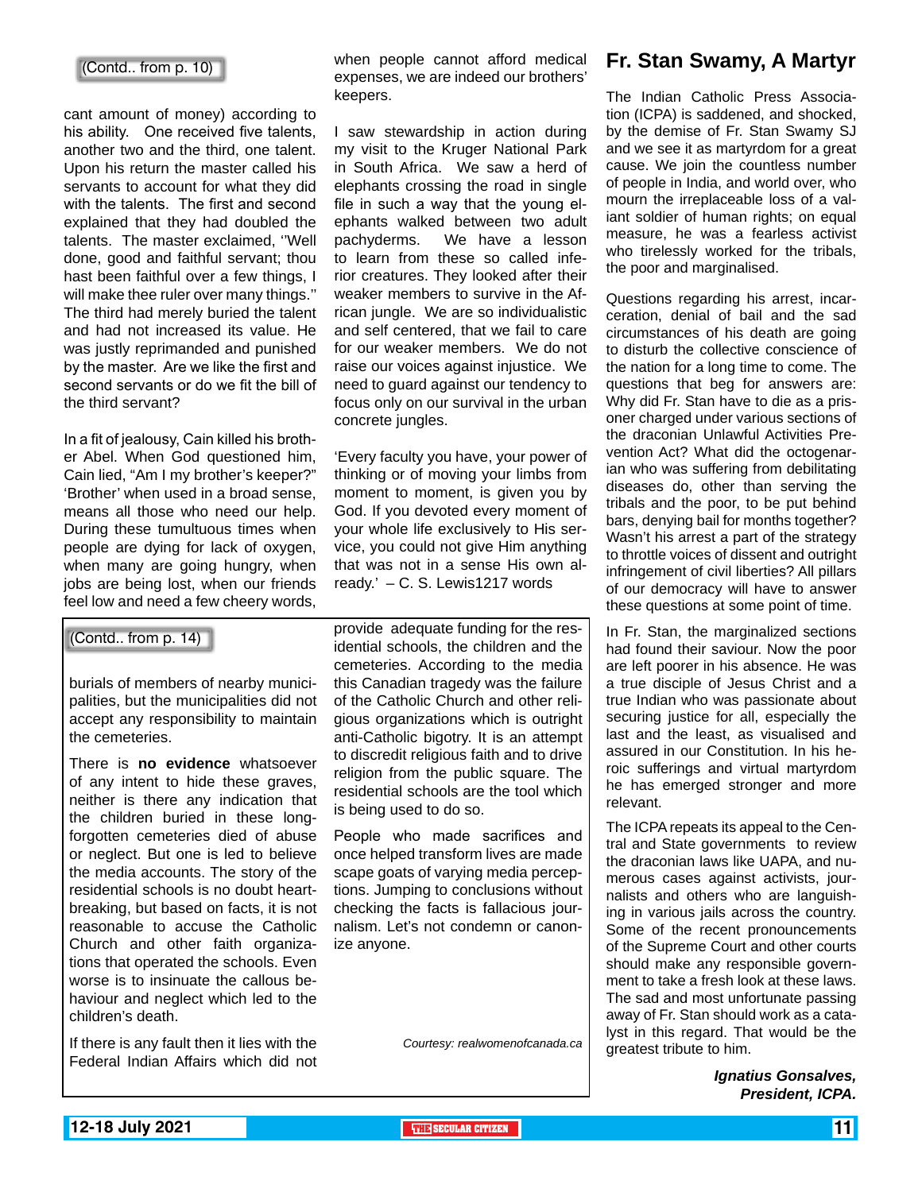(Contd.. from p. 10)

cant amount of money) according to his ability. One received five talents, another two and the third, one talent. Upon his return the master called his servants to account for what they did with the talents. The first and second explained that they had doubled the talents. The master exclaimed, ''Well done, good and faithful servant; thou hast been faithful over a few things, I will make thee ruler over many things." The third had merely buried the talent and had not increased its value. He was justly reprimanded and punished by the master. Are we like the first and second servants or do we fit the bill of the third servant?

In a fit of jealousy, Cain killed his brother Abel. When God questioned him, Cain lied, "Am I my brother's keeper?" 'Brother' when used in a broad sense, means all those who need our help. During these tumultuous times when people are dying for lack of oxygen, when many are going hungry, when jobs are being lost, when our friends feel low and need a few cheery words, when people cannot afford medical expenses, we are indeed our brothers' keepers.

I saw stewardship in action during my visit to the Kruger National Park in South Africa. We saw a herd of elephants crossing the road in single file in such a way that the young elephants walked between two adult pachyderms. We have a lesson to learn from these so called inferior creatures. They looked after their weaker members to survive in the African jungle. We are so individualistic and self centered, that we fail to care for our weaker members. We do not raise our voices against injustice. We need to guard against our tendency to focus only on our survival in the urban concrete jungles.

'Every faculty you have, your power of thinking or of moving your limbs from moment to moment, is given you by God. If you devoted every moment of your whole life exclusively to His service, you could not give Him anything that was not in a sense His own already.' – C. S. Lewis1217 words

(Contd.. from p. 14)

burials of members of nearby municipalities, but the municipalities did not accept any responsibility to maintain the cemeteries.

There is **no evidence** whatsoever of any intent to hide these graves, neither is there any indication that the children buried in these long-forgotten cemeteries died of abuse or neglect. But one is led to believe the media accounts. The story of the residential schools is no doubt heartbreaking, but based on facts, it is not reasonable to accuse the Catholic Church and other faith organizations that operated the schools. Even worse is to insinuate the callous behaviour and neglect which led to the children's death.

If there is any fault then it lies with the Federal Indian Affairs which did not provide adequate funding for the residential schools, the children and the cemeteries. According to the media this Canadian tragedy was the failure of the Catholic Church and other religious organizations which is outright anti-Catholic bigotry. It is an attempt to discredit religious faith and to drive religion from the public square. The residential schools are the tool which is being used to do so.

People who made sacrifices and once helped transform lives are made the scape goats of varying media perceptions. Jumping to conclusions without checking the facts is fallacious journalism. Let's not condemn or canonize anyone.

*Courtesy: realwomenofcanada.ca*

# Fr. Stan Swamy, A Martyr

The Indian Catholic Press Association (ICPA) is saddened, and shocked, by the demise of Fr. Stan Swamy SJ and we see it as martyrdom for a great cause. We join the countless number of people in India, and world over, who mourn the irreplaceable loss of a valiant soldier of human rights; on equal measure, he was a fearless activist who tirelessly worked for the tribals, the poor and marginalised.

Questions regarding his arrest, incarceration, denial of bail and the sad circumstances of his death are going to disturb the collective conscience of the nation for a long time to come. The questions that beg for answers are: Why did Fr. Stan have to die as a prisoner charged under various sections of the draconian Unlawful Activities Prevention Act? What did the octogenarian who was suffering from debilitating diseases do, other than serving the tribals and the poor, to be put behind bars, denying bail for months together? Wasn't his arrest a part of the strategy to throttle voices of dissent and outright infringement of civil liberties? All pillars of our democracy will have to answer these questions at some point of time.

In Fr. Stan, the marginalized sections had found their saviour. Now the poor are left poorer in his absence. He was a true disciple of Jesus Christ and a true Indian who was passionate about securing justice for all, especially the last and the least, as visualised and assured in our Constitution. In his heroic sufferings and virtual martyrdom he has emerged stronger and more relevant.

The ICPA repeats its appeal to the Central and State governments to review the draconian laws like UAPA, and numerous cases against activists, journalists and others who are languishing in various jails across the country. Some of the recent pronouncements of the Supreme Court and other courts should make any responsible government to take a fresh look at these laws. The sad and most unfortunate passing away of Fr. Stan should work as a catalyst in this regard. That would be the greatest tribute to him.

***Ignatius Gonsalves,***
***President, ICPA.***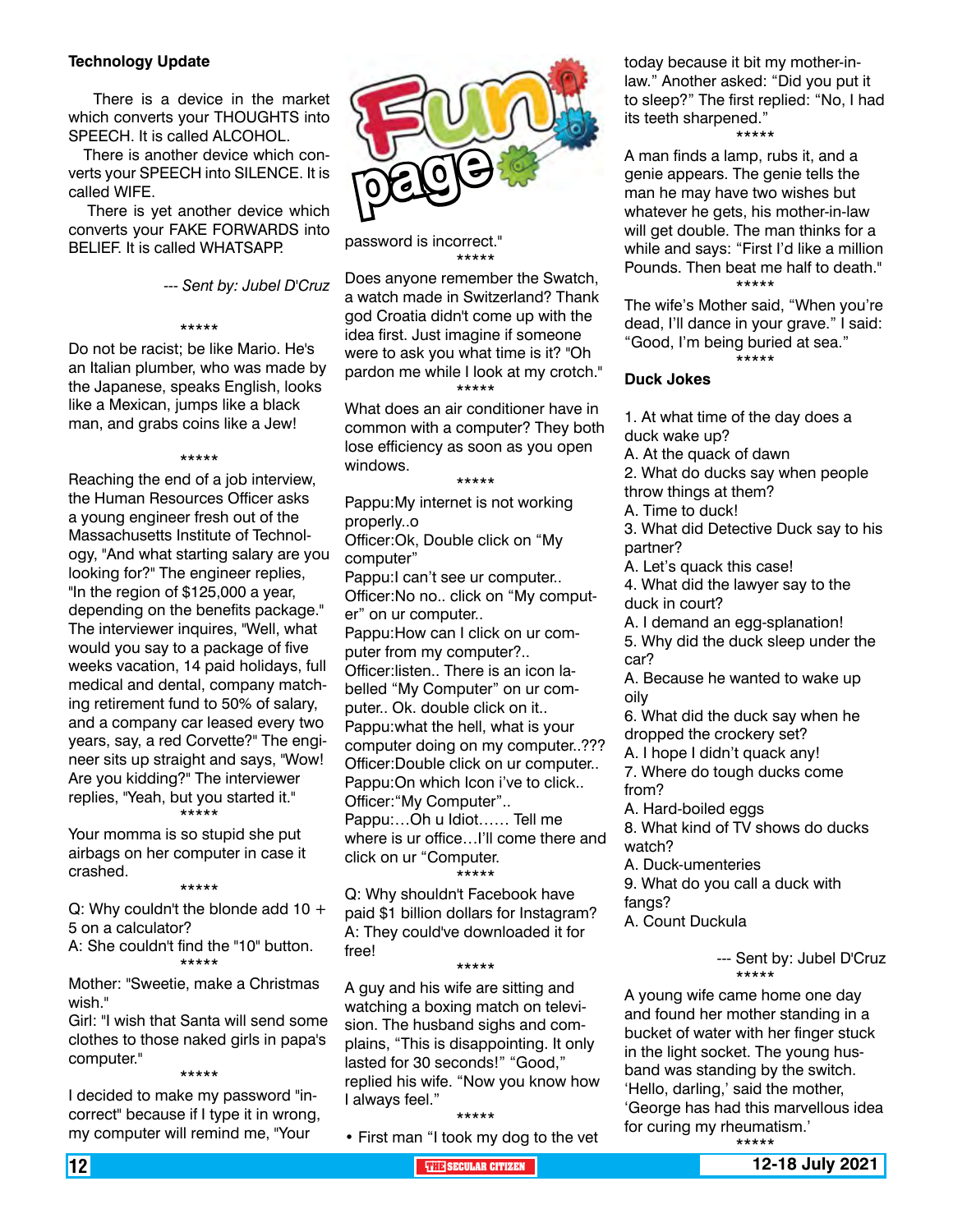### Technology Update

There is a device in the market which converts your THOUGHTS into SPEECH. It is called ALCOHOL.

There is another device which converts your SPEECH into SILENCE. It is called WIFE.

There is yet another device which converts your FAKE FORWARDS into BELIEF. It is called WHATSAPP.

*--- Sent by: Jubel D'Cruz*

\*\*\*\*\*

Do not be racist; be like Mario. He's an Italian plumber, who was made by the Japanese, speaks English, looks like a Mexican, jumps like a black man, and grabs coins like a Jew!

\*\*\*\*\*

Reaching the end of a job interview, the Human Resources Officer asks a young engineer fresh out of the Massachusetts Institute of Technology, "And what starting salary are you looking for?" The engineer replies, "In the region of $125,000 a year, depending on the benefits package." The interviewer inquires, "Well, what would you say to a package of five weeks vacation, 14 paid holidays, full medical and dental, company matching retirement fund to 50% of salary, and a company car leased every two years, say, a red Corvette?" The engineer sits up straight and says, "Wow! Are you kidding?" The interviewer replies, "Yeah, but you started it."

\*\*\*\*\*

Your momma is so stupid she put airbags on her computer in case it crashed.

\*\*\*\*\*

Q: Why couldn't the blonde add 10 + 5 on a calculator?
A: She couldn't find the "10" button.

\*\*\*\*\*

Mother: "Sweetie, make a Christmas wish."
Girl: "I wish that Santa will send some clothes to those naked girls in papa's computer."

\*\*\*\*\*

I decided to make my password "incorrect" because if I type it in wrong, my computer will remind me, "Your password is incorrect."

\*\*\*\*\*

Does anyone remember the Swatch, a watch made in Switzerland? Thank god Croatia didn't come up with the idea first. Just imagine if someone were to ask you what time is it? "Oh pardon me while I look at my crotch."

\*\*\*\*\*

What does an air conditioner have in common with a computer? They both lose efficiency as soon as you open windows.

\*\*\*\*\*

Pappu:My internet is not working properly..o
Officer:Ok, Double click on "My computer"
Pappu:I can't see ur computer..
Officer:No no.. click on "My computer" on ur computer..
Pappu:How can I click on ur computer from my computer?..
Officer:listen.. There is an icon labelled "My Computer" on ur computer.. Ok. double click on it..
Pappu:what the hell, what is your computer doing on my computer..???
Officer:Double click on ur computer..
Pappu:On which Icon i've to click..
Officer:"My Computer"..
Pappu:…Oh u Idiot…… Tell me where is ur office…I'll come there and click on ur "Computer.

\*\*\*\*\*

Q: Why shouldn't Facebook have paid $1 billion dollars for Instagram?
A: They could've downloaded it for free!

\*\*\*\*\*

A guy and his wife are sitting and watching a boxing match on television. The husband sighs and complains, "This is disappointing. It only lasted for 30 seconds!" "Good," replied his wife. "Now you know how I always feel."

\*\*\*\*\*

- First man "I took my dog to the vet today because it bit my mother-in-law." Another asked: "Did you put it to sleep?" The first replied: "No, I had its teeth sharpened."

\*\*\*\*\*

A man finds a lamp, rubs it, and a genie appears. The genie tells the man he may have two wishes but whatever he gets, his mother-in-law will get double. The man thinks for a while and says: "First I'd like a million Pounds. Then beat me half to death."

\*\*\*\*\*

The wife's Mother said, "When you're dead, I'll dance in your grave." I said: "Good, I'm being buried at sea."

\*\*\*\*\*

### Duck Jokes

1. At what time of the day does a duck wake up?
A. At the quack of dawn
2. What do ducks say when people throw things at them?
A. Time to duck!
3. What did Detective Duck say to his partner?
A. Let's quack this case!
4. What did the lawyer say to the duck in court?
A. I demand an egg-splanation!
5. Why did the duck sleep under the car?
A. Because he wanted to wake up oily
6. What did the duck say when he dropped the crockery set?
A. I hope I didn't quack any!
7. Where do tough ducks come from?
A. Hard-boiled eggs
8. What kind of TV shows do ducks watch?
A. Duck-umenteries
9. What do you call a duck with fangs?
A. Count Duckula

--- Sent by: Jubel D'Cruz

\*\*\*\*\*

A young wife came home one day and found her mother standing in a bucket of water with her finger stuck in the light socket. The young husband was standing by the switch. 'Hello, darling,' said the mother, 'George has had this marvellous idea for curing my rheumatism.'

\*\*\*\*\*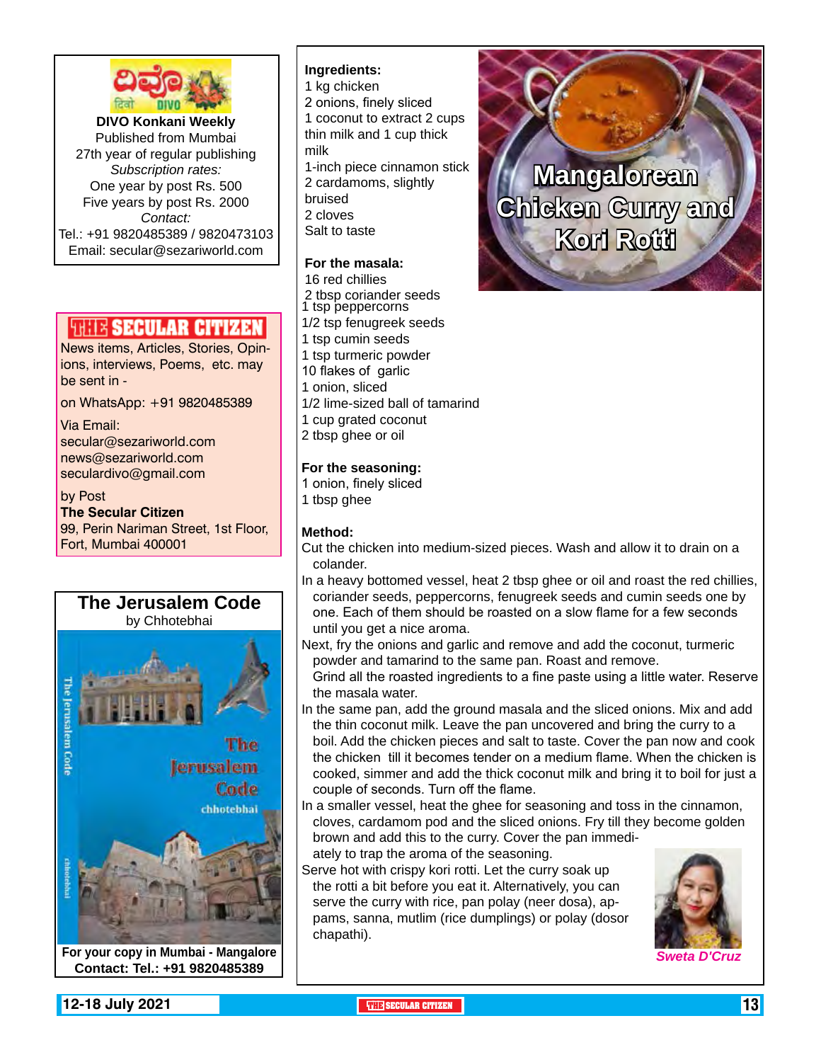**DIVO Konkani Weekly**
Published from Mumbai
27th year of regular publishing
*Subscription rates:*
One year by post Rs. 500
Five years by post Rs. 2000
*Contact:*
Tel.: +91 9820485389 / 9820473103
Email: secular@sezariworld.com

**THE SECULAR CITIZEN**

News items, Articles, Stories, Opinions, interviews, Poems, etc. may be sent in -

on WhatsApp: +91 9820485389

Via Email:
secular@sezariworld.com
news@sezariworld.com
seculardivo@gmail.com

by Post
**The Secular Citizen**
99, Perin Nariman Street, 1st Floor,
Fort, Mumbai 400001

## The Jerusalem Code
by Chhotebhai

For your copy in Mumbai - Mangalore
Contact: Tel.: +91 9820485389

# Mangalorean Chicken Curry and Kori Rotti

**Ingredients:**
1 kg chicken
2 onions, finely sliced
1 coconut to extract 2 cups thin milk and 1 cup thick milk
1-inch piece cinnamon stick
2 cardamoms, slightly bruised
2 cloves
Salt to taste

**For the masala:**
16 red chillies
2 tbsp coriander seeds
1 tsp peppercorns
1/2 tsp fenugreek seeds
1 tsp cumin seeds
1 tsp turmeric powder
10 flakes of garlic
1 onion, sliced
1/2 lime-sized ball of tamarind
1 cup grated coconut
2 tbsp ghee or oil

**For the seasoning:**
1 onion, finely sliced
1 tbsp ghee

**Method:**

Cut the chicken into medium-sized pieces. Wash and allow it to drain on a colander.

In a heavy bottomed vessel, heat 2 tbsp ghee or oil and roast the red chillies, coriander seeds, peppercorns, fenugreek seeds and cumin seeds one by one. Each of them should be roasted on a slow flame for a few seconds until you get a nice aroma.

Next, fry the onions and garlic and remove and add the coconut, turmeric powder and tamarind to the same pan. Roast and remove.

Grind all the roasted ingredients to a fine paste using a little water. Reserve the masala water.

In the same pan, add the ground masala and the sliced onions. Mix and add the thin coconut milk. Leave the pan uncovered and bring the curry to a boil. Add the chicken pieces and salt to taste. Cover the pan now and cook the chicken till it becomes tender on a medium flame. When the chicken is cooked, simmer and add the thick coconut milk and bring it to boil for just a couple of seconds. Turn off the flame.

In a smaller vessel, heat the ghee for seasoning and toss in the cinnamon, cloves, cardamom pod and the sliced onions. Fry till they become golden brown and add this to the curry. Cover the pan immediately to trap the aroma of the seasoning.

Serve hot with crispy kori rotti. Let the curry soak up the rotti a bit before you eat it. Alternatively, you can serve the curry with rice, pan polay (neer dosa), appams, sanna, mutlim (rice dumplings) or polay (dosor chapathi).

*Sweta D'Cruz*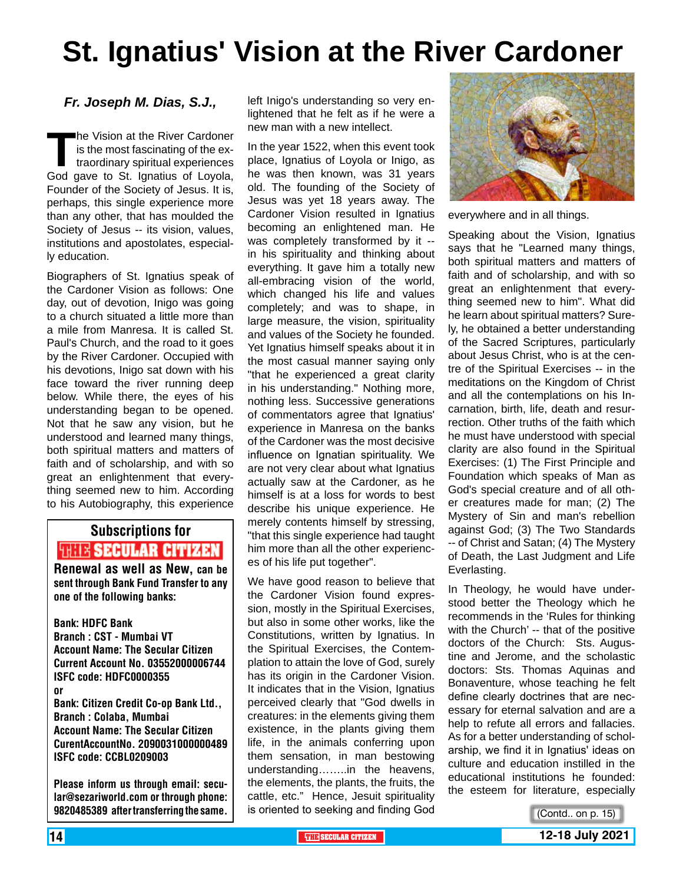# St. Ignatius' Vision at the River Cardoner

*Fr. Joseph M. Dias, S.J.,*

The Vision at the River Cardoner is the most fascinating of the extraordinary spiritual experiences God gave to St. Ignatius of Loyola, Founder of the Society of Jesus. It is, perhaps, this single experience more than any other, that has moulded the Society of Jesus -- its vision, values, institutions and apostolates, especially education.

Biographers of St. Ignatius speak of the Cardoner Vision as follows: One day, out of devotion, Inigo was going to a church situated a little more than a mile from Manresa. It is called St. Paul's Church, and the road to it goes by the River Cardoner. Occupied with his devotions, Inigo sat down with his face toward the river running deep below. While there, the eyes of his understanding began to be opened. Not that he saw any vision, but he understood and learned many things, both spiritual matters and matters of faith and of scholarship, and with so great an enlightenment that everything seemed new to him. According to his Autobiography, this experience left Inigo's understanding so very enlightened that he felt as if he were a new man with a new intellect.

In the year 1522, when this event took place, Ignatius of Loyola or Inigo, as he was then known, was 31 years old. The founding of the Society of Jesus was yet 18 years away. The Cardoner Vision resulted in Ignatius becoming an enlightened man. He was completely transformed by it -- in his spirituality and thinking about everything. It gave him a totally new all-embracing vision of the world, which changed his life and values completely; and was to shape, in large measure, the vision, spirituality and values of the Society he founded. Yet Ignatius himself speaks about it in the most casual manner saying only "that he experienced a great clarity in his understanding." Nothing more, nothing less. Successive generations of commentators agree that Ignatius' experience in Manresa on the banks of the Cardoner was the most decisive influence on Ignatian spirituality. We are not very clear about what Ignatius actually saw at the Cardoner, as he himself is at a loss for words to best describe his unique experience. He merely contents himself by stressing, "that this single experience had taught him more than all the other experiences of his life put together".

We have good reason to believe that the Cardoner Vision found expression, mostly in the Spiritual Exercises, but also in some other works, like the Constitutions, written by Ignatius. In the Spiritual Exercises, the Contemplation to attain the love of God, surely has its origin in the Cardoner Vision. It indicates that in the Vision, Ignatius perceived clearly that "God dwells in creatures: in the elements giving them existence, in the plants giving them life, in the animals conferring upon them sensation, in man bestowing understanding……..in the heavens, the elements, the plants, the fruits, the cattle, etc." Hence, Jesuit spirituality is oriented to seeking and finding God everywhere and in all things.

Speaking about the Vision, Ignatius says that he "Learned many things, both spiritual matters and matters of faith and of scholarship, and with so great an enlightenment that everything seemed new to him". What did he learn about spiritual matters? Surely, he obtained a better understanding of the Sacred Scriptures, particularly about Jesus Christ, who is at the centre of the Spiritual Exercises -- in the meditations on the Kingdom of Christ and all the contemplations on his Incarnation, birth, life, death and resurrection. Other truths of the faith which he must have understood with special clarity are also found in the Spiritual Exercises: (1) The First Principle and Foundation which speaks of Man as God's special creature and of all other creatures made for man; (2) The Mystery of Sin and man's rebellion against God; (3) The Two Standards -- of Christ and Satan; (4) The Mystery of Death, the Last Judgment and Life Everlasting.

In Theology, he would have understood better the Theology which he recommends in the 'Rules for thinking with the Church' -- that of the positive doctors of the Church: Sts. Augustine and Jerome, and the scholastic doctors: Sts. Thomas Aquinas and Bonaventure, whose teaching he felt define clearly doctrines that are necessary for eternal salvation and are a help to refute all errors and fallacies. As for a better understanding of scholarship, we find it in Ignatius' ideas on culture and education instilled in the educational institutions he founded: the esteem for literature, especially

(Contd.. on p. 15)

---

**Subscriptions for THE SECULAR CITIZEN**

**Renewal as well as New, can be sent through Bank Fund Transfer to any one of the following banks:**

**Bank: HDFC Bank**
**Branch : CST - Mumbai VT**
**Account Name: The Secular Citizen**
**Current Account No. 03552000006744**
**ISFC code: HDFC0000355**
**or**
**Bank: Citizen Credit Co-op Bank Ltd.,**
**Branch : Colaba, Mumbai**
**Account Name: The Secular Citizen**
**CurentAccountNo. 2090031000000489**
**ISFC code: CCBL0209003**

**Please inform us through email: secular@sezariworld.com or through phone: 9820485389 after transferring the same.**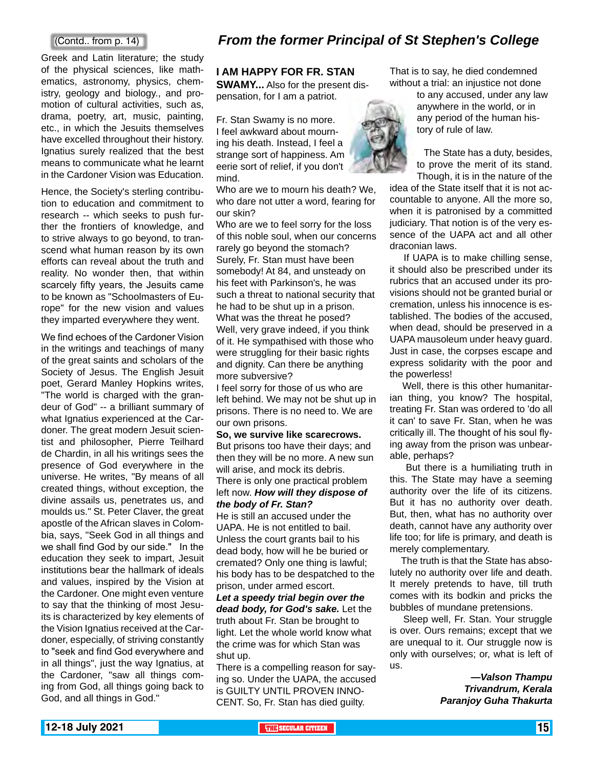(Contd.. from p. 14)

Greek and Latin literature; the study of the physical sciences, like mathematics, astronomy, physics, chemistry, geology and biology., and promotion of cultural activities, such as, drama, poetry, art, music, painting, etc., in which the Jesuits themselves have excelled throughout their history. Ignatius surely realized that the best means to communicate what he learnt in the Cardoner Vision was Education.

Hence, the Society's sterling contribution to education and commitment to research -- which seeks to push further the frontiers of knowledge, and to strive always to go beyond, to transcend what human reason by its own efforts can reveal about the truth and reality. No wonder then, that within scarcely fifty years, the Jesuits came to be known as "Schoolmasters of Europe" for the new vision and values they imparted everywhere they went.

We find echoes of the Cardoner Vision in the writings and teachings of many of the great saints and scholars of the Society of Jesus. The English Jesuit poet, Gerard Manley Hopkins writes, "The world is charged with the grandeur of God" -- a brilliant summary of what Ignatius experienced at the Cardoner. The great modern Jesuit scientist and philosopher, Pierre Teilhard de Chardin, in all his writings sees the presence of God everywhere in the universe. He writes, "By means of all created things, without exception, the divine assails us, penetrates us, and moulds us." St. Peter Claver, the great apostle of the African slaves in Colombia, says, "Seek God in all things and we shall find God by our side." In the education they seek to impart, Jesuit institutions bear the hallmark of ideals and values, inspired by the Vision at the Cardoner. One might even venture to say that the thinking of most Jesuits is characterized by key elements of the Vision Ignatius received at the Cardoner, especially, of striving constantly to "seek and find God everywhere and in all things", just the way Ignatius, at the Cardoner, "saw all things coming from God, all things going back to God, and all things in God."

## *From the former Principal of St Stephen's College*

**I AM HAPPY FOR FR. STAN SWAMY...** Also for the present dispensation, for I am a patriot.

Fr. Stan Swamy is no more. I feel awkward about mourning his death. Instead, I feel a strange sort of happiness. Am eerie sort of relief, if you don't mind.

Who are we to mourn his death? We, who dare not utter a word, fearing for our skin?

Who are we to feel sorry for the loss of this noble soul, when our concerns rarely go beyond the stomach?

Surely, Fr. Stan must have been somebody! At 84, and unsteady on his feet with Parkinson's, he was such a threat to national security that he had to be shut up in a prison.

What was the threat he posed?

Well, very grave indeed, if you think of it. He sympathised with those who were struggling for their basic rights and dignity. Can there be anything more subversive?

I feel sorry for those of us who are left behind. We may not be shut up in prisons. There is no need to. We are our own prisons.

**So, we survive like scarecrows.**

But prisons too have their days; and then they will be no more. A new sun will arise, and mock its debris.

There is only one practical problem left now. ***How will they dispose of the body of Fr. Stan?***

He is still an accused under the UAPA. He is not entitled to bail. Unless the court grants bail to his dead body, how will he be buried or cremated? Only one thing is lawful; his body has to be despatched to the prison, under armed escort.

***Let a speedy trial begin over the dead body, for God's sake.*** Let the truth about Fr. Stan be brought to light. Let the whole world know what the crime was for which Stan was shut up.

There is a compelling reason for saying so. Under the UAPA, the accused is GUILTY UNTIL PROVEN INNOCENT. So, Fr. Stan has died guilty.

That is to say, he died condemned without a trial: an injustice not done to any accused, under any law anywhere in the world, or in any period of the human history of rule of law.

The State has a duty, besides, to prove the merit of its stand. Though, it is in the nature of the idea of the State itself that it is not accountable to anyone. All the more so, when it is patronised by a committed judiciary. That notion is of the very essence of the UAPA act and all other draconian laws.

If UAPA is to make chilling sense, it should also be prescribed under its rubrics that an accused under its provisions should not be granted burial or cremation, unless his innocence is established. The bodies of the accused, when dead, should be preserved in a UAPA mausoleum under heavy guard. Just in case, the corpses escape and express solidarity with the poor and the powerless!

Well, there is this other humanitarian thing, you know? The hospital, treating Fr. Stan was ordered to 'do all it can' to save Fr. Stan, when he was critically ill. The thought of his soul flying away from the prison was unbearable, perhaps?

But there is a humiliating truth in this. The State may have a seeming authority over the life of its citizens. But it has no authority over death. But, then, what has no authority over death, cannot have any authority over life too; for life is primary, and death is merely complementary.

The truth is that the State has absolutely no authority over life and death. It merely pretends to have, till truth comes with its bodkin and pricks the bubbles of mundane pretensions.

Sleep well, Fr. Stan. Your struggle is over. Ours remains; except that we are unequal to it. Our struggle now is only with ourselves; or, what is left of us.

***—Valson Thampu***
***Trivandrum, Kerala***
***Paranjoy Guha Thakurta***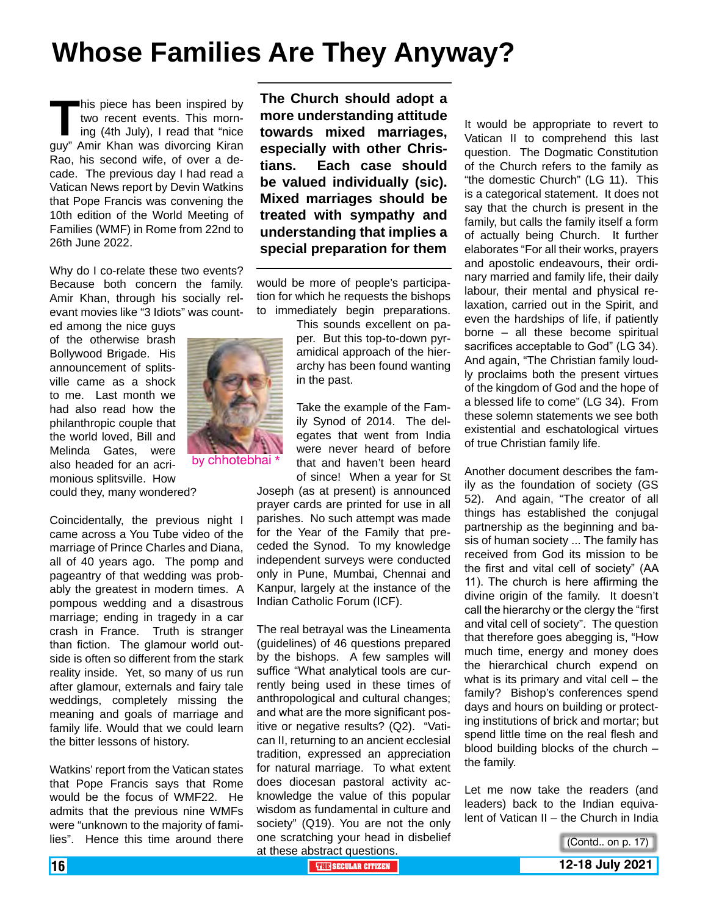# Whose Families Are They Anyway?

This piece has been inspired by two recent events. This morning (4th July), I read that "nice guy" Amir Khan was divorcing Kiran Rao, his second wife, of over a decade. The previous day I had read a Vatican News report by Devin Watkins that Pope Francis was convening the 10th edition of the World Meeting of Families (WMF) in Rome from 22nd to 26th June 2022.

Why do I co-relate these two events? Because both concern the family. Amir Khan, through his socially relevant movies like "3 Idiots" was counted among the nice guys of the otherwise brash Bollywood Brigade. His announcement of splitsville came as a shock to me. Last month we had also read how the philanthropic couple that the world loved, Bill and Melinda Gates, were also headed for an acrimonious splitsville. How could they, many wondered?

by chhotebhai *

Coincidentally, the previous night I came across a You Tube video of the marriage of Prince Charles and Diana, all of 40 years ago. The pomp and pageantry of that wedding was probably the greatest in modern times. A pompous wedding and a disastrous marriage; ending in tragedy in a car crash in France. Truth is stranger than fiction. The glamour world outside is often so different from the stark reality inside. Yet, so many of us run after glamour, externals and fairy tale weddings, completely missing the meaning and goals of marriage and family life. Would that we could learn the bitter lessons of history.

Watkins' report from the Vatican states that Pope Francis says that Rome would be the focus of WMF22. He admits that the previous nine WMFs were "unknown to the majority of families". Hence this time around there would be more of people's participation for which he requests the bishops to immediately begin preparations. This sounds excellent on paper. But this top-to-down pyramidical approach of the hierarchy has been found wanting in the past.

**The Church should adopt a more understanding attitude towards mixed marriages, especially with other Christians. Each case should be valued individually (sic). Mixed marriages should be treated with sympathy and understanding that implies a special preparation for them**

Take the example of the Family Synod of 2014. The delegates that went from India were never heard of before that and haven't been heard of since! When a year for St Joseph (as at present) is announced prayer cards are printed for use in all parishes. No such attempt was made for the Year of the Family that preceded the Synod. To my knowledge independent surveys were conducted only in Pune, Mumbai, Chennai and Kanpur, largely at the instance of the Indian Catholic Forum (ICF).

The real betrayal was the Lineamenta (guidelines) of 46 questions prepared by the bishops. A few samples will suffice "What analytical tools are currently being used in these times of anthropological and cultural changes; and what are the more significant positive or negative results? (Q2). "Vatican II, returning to an ancient ecclesial tradition, expressed an appreciation for natural marriage. To what extent does diocesan pastoral activity acknowledge the value of this popular wisdom as fundamental in culture and society" (Q19). You are not the only one scratching your head in disbelief at these abstract questions.

It would be appropriate to revert to Vatican II to comprehend this last question. The Dogmatic Constitution of the Church refers to the family as "the domestic Church" (LG 11). This is a categorical statement. It does not say that the church is present in the family, but calls the family itself a form of actually being Church. It further elaborates "For all their works, prayers and apostolic endeavours, their ordinary married and family life, their daily labour, their mental and physical relaxation, carried out in the Spirit, and even the hardships of life, if patiently borne – all these become spiritual sacrifices acceptable to God" (LG 34). And again, "The Christian family loudly proclaims both the present virtues of the kingdom of God and the hope of a blessed life to come" (LG 34). From these solemn statements we see both existential and eschatological virtues of true Christian family life.

Another document describes the family as the foundation of society (GS 52). And again, "The creator of all things has established the conjugal partnership as the beginning and basis of human society ... The family has received from God its mission to be the first and vital cell of society" (AA 11). The church is here affirming the divine origin of the family. It doesn't call the hierarchy or the clergy the "first and vital cell of society". The question that therefore goes abegging is, "How much time, energy and money does the hierarchical church expend on what is its primary and vital cell – the family? Bishop's conferences spend days and hours on building or protecting institutions of brick and mortar; but spend little time on the real flesh and blood building blocks of the church – the family.

Let me now take the readers (and leaders) back to the Indian equivalent of Vatican II – the Church in India

(Contd.. on p. 17)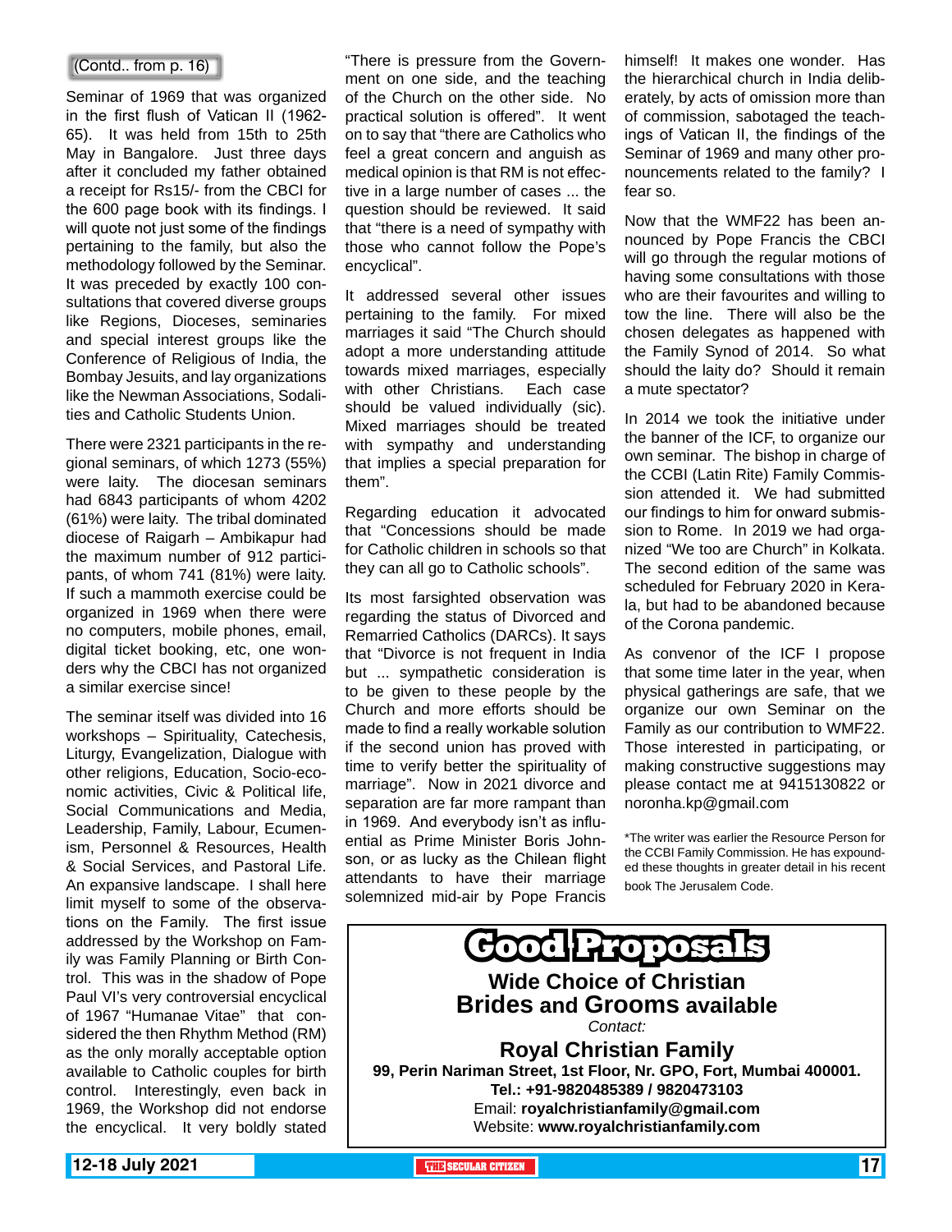(Contd.. from p. 16)

Seminar of 1969 that was organized in the first flush of Vatican II (1962-65). It was held from 15th to 25th May in Bangalore. Just three days after it concluded my father obtained a receipt for Rs15/- from the CBCI for the 600 page book with its findings. I will quote not just some of the findings pertaining to the family, but also the methodology followed by the Seminar. It was preceded by exactly 100 consultations that covered diverse groups like Regions, Dioceses, seminaries and special interest groups like the Conference of Religious of India, the Bombay Jesuits, and lay organizations like the Newman Associations, Sodalities and Catholic Students Union.

There were 2321 participants in the regional seminars, of which 1273 (55%) were laity. The diocesan seminars had 6843 participants of whom 4202 (61%) were laity. The tribal dominated diocese of Raigarh – Ambikapur had the maximum number of 912 participants, of whom 741 (81%) were laity. If such a mammoth exercise could be organized in 1969 when there were no computers, mobile phones, email, digital ticket booking, etc, one wonders why the CBCI has not organized a similar exercise since!

The seminar itself was divided into 16 workshops – Spirituality, Catechesis, Liturgy, Evangelization, Dialogue with other religions, Education, Socio-economic activities, Civic & Political life, Social Communications and Media, Leadership, Family, Labour, Ecumenism, Personnel & Resources, Health & Social Services, and Pastoral Life. An expansive landscape. I shall here limit myself to some of the observations on the Family. The first issue addressed by the Workshop on Family was Family Planning or Birth Control. This was in the shadow of Pope Paul VI's very controversial encyclical of 1967 "Humanae Vitae" that considered the then Rhythm Method (RM) as the only morally acceptable option available to Catholic couples for birth control. Interestingly, even back in 1969, the Workshop did not endorse the encyclical. It very boldly stated "There is pressure from the Government on one side, and the teaching of the Church on the other side. No practical solution is offered". It went on to say that "there are Catholics who feel a great concern and anguish as medical opinion is that RM is not effective in a large number of cases ... the question should be reviewed. It said that "there is a need of sympathy with those who cannot follow the Pope's encyclical".

It addressed several other issues pertaining to the family. For mixed marriages it said "The Church should adopt a more understanding attitude towards mixed marriages, especially with other Christians. Each case should be valued individually (sic). Mixed marriages should be treated with sympathy and understanding that implies a special preparation for them".

Regarding education it advocated that "Concessions should be made for Catholic children in schools so that they can all go to Catholic schools".

Its most farsighted observation was regarding the status of Divorced and Remarried Catholics (DARCs). It says that "Divorce is not frequent in India but ... sympathetic consideration is to be given to these people by the Church and more efforts should be made to find a really workable solution if the second union has proved with time to verify better the spirituality of marriage". Now in 2021 divorce and separation are far more rampant than in 1969. And everybody isn't as influential as Prime Minister Boris Johnson, or as lucky as the Chilean flight attendants to have their marriage solemnized mid-air by Pope Francis himself! It makes one wonder. Has the hierarchical church in India deliberately, by acts of omission more than of commission, sabotaged the teachings of Vatican II, the findings of the Seminar of 1969 and many other pronouncements related to the family? I fear so.

Now that the WMF22 has been announced by Pope Francis the CBCI will go through the regular motions of having some consultations with those who are their favourites and willing to tow the line. There will also be the chosen delegates as happened with the Family Synod of 2014. So what should the laity do? Should it remain a mute spectator?

In 2014 we took the initiative under the banner of the ICF, to organize our own seminar. The bishop in charge of the CCBI (Latin Rite) Family Commission attended it. We had submitted our findings to him for onward submission to Rome. In 2019 we had organized "We too are Church" in Kolkata. The second edition of the same was scheduled for February 2020 in Kerala, but had to be abandoned because of the Corona pandemic.

As convenor of the ICF I propose that some time later in the year, when physical gatherings are safe, that we organize our own Seminar on the Family as our contribution to WMF22. Those interested in participating, or making constructive suggestions may please contact me at 9415130822 or noronha.kp@gmail.com

*The writer was earlier the Resource Person for the CCBI Family Commission. He has expounded these thoughts in greater detail in his recent book The Jerusalem Code.

---

# Good Proposals

**Wide Choice of Christian Brides and Grooms available**

*Contact:*

**Royal Christian Family**

**99, Perin Nariman Street, 1st Floor, Nr. GPO, Fort, Mumbai 400001.**

**Tel.: +91-9820485389 / 9820473103**

Email: **royalchristianfamily@gmail.com**

Website: **www.royalchristianfamily.com**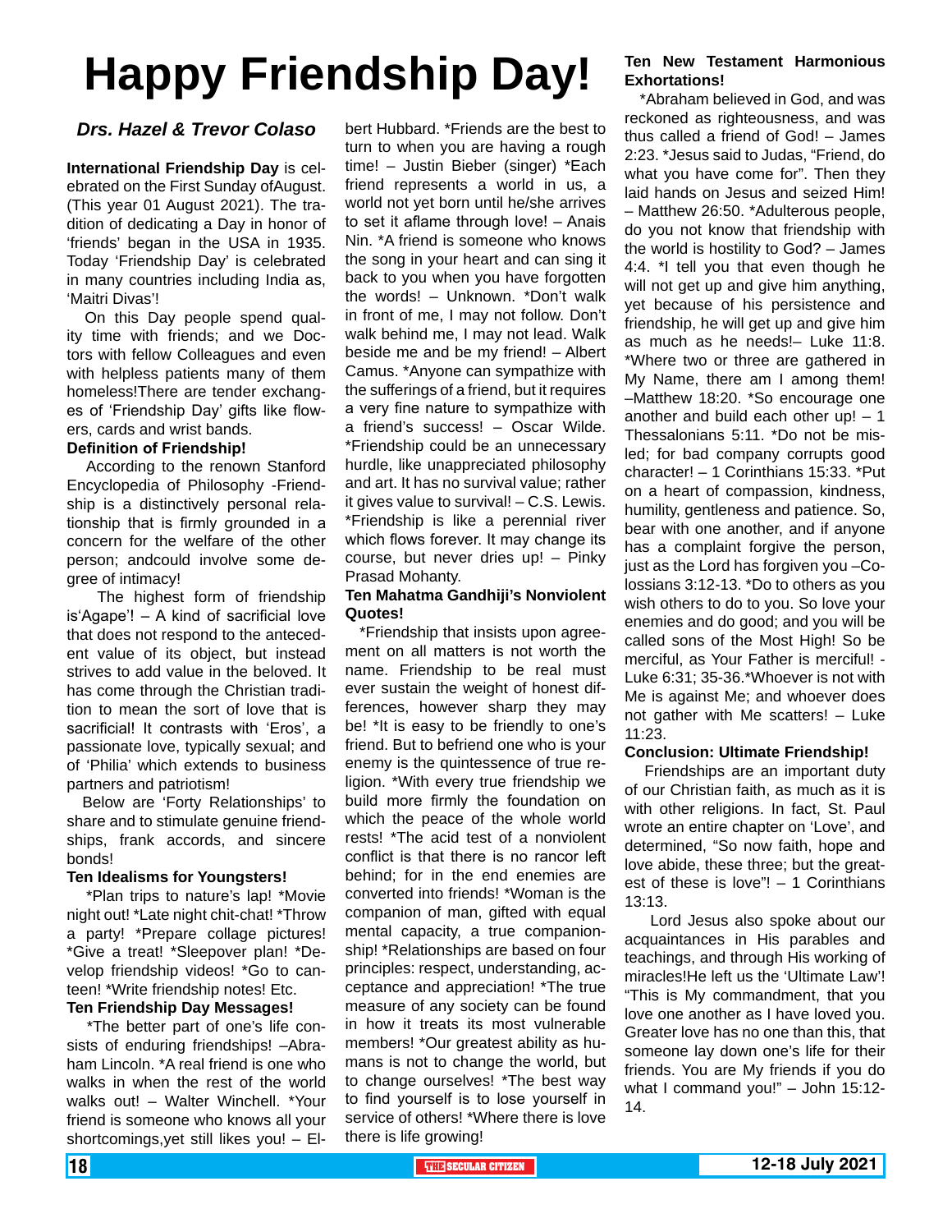# Happy Friendship Day!

*Drs. Hazel & Trevor Colaso*

**International Friendship Day** is celebrated on the First Sunday ofAugust. (This year 01 August 2021). The tradition of dedicating a Day in honor of 'friends' began in the USA in 1935. Today 'Friendship Day' is celebrated in many countries including India as, 'Maitri Divas'!

On this Day people spend quality time with friends; and we Doctors with fellow Colleagues and even with helpless patients many of them homeless!There are tender exchanges of 'Friendship Day' gifts like flowers, cards and wrist bands.

**Definition of Friendship!**

According to the renown Stanford Encyclopedia of Philosophy -Friendship is a distinctively personal relationship that is firmly grounded in a concern for the welfare of the other person; andcould involve some degree of intimacy!

The highest form of friendship is'Agape'! – A kind of sacrificial love that does not respond to the antecedent value of its object, but instead strives to add value in the beloved. It has come through the Christian tradition to mean the sort of love that is sacrificial! It contrasts with 'Eros', a passionate love, typically sexual; and of 'Philia' which extends to business partners and patriotism!

Below are 'Forty Relationships' to share and to stimulate genuine friendships, frank accords, and sincere bonds!

**Ten Idealisms for Youngsters!**

*Plan trips to nature's lap! *Movie night out! *Late night chit-chat! *Throw a party! *Prepare collage pictures! *Give a treat! *Sleepover plan! *Develop friendship videos! *Go to canteen! *Write friendship notes! Etc.

**Ten Friendship Day Messages!**

*The better part of one's life consists of enduring friendships! –Abraham Lincoln. *A real friend is one who walks in when the rest of the world walks out! – Walter Winchell. *Your friend is someone who knows all your shortcomings,yet still likes you! – Elbert Hubbard. *Friends are the best to turn to when you are having a rough time! – Justin Bieber (singer) *Each friend represents a world in us, a world not yet born until he/she arrives to set it aflame through love! – Anais Nin. *A friend is someone who knows the song in your heart and can sing it back to you when you have forgotten the words! – Unknown. *Don't walk in front of me, I may not follow. Don't walk behind me, I may not lead. Walk beside me and be my friend! – Albert Camus. *Anyone can sympathize with the sufferings of a friend, but it requires a very fine nature to sympathize with a friend's success! – Oscar Wilde. *Friendship could be an unnecessary hurdle, like unappreciated philosophy and art. It has no survival value; rather it gives value to survival! – C.S. Lewis. *Friendship is like a perennial river which flows forever. It may change its course, but never dries up! – Pinky Prasad Mohanty.

**Ten Mahatma Gandhiji's Nonviolent Quotes!**

*Friendship that insists upon agreement on all matters is not worth the name. Friendship to be real must ever sustain the weight of honest differences, however sharp they may be! *It is easy to be friendly to one's friend. But to befriend one who is your enemy is the quintessence of true religion. *With every true friendship we build more firmly the foundation on which the peace of the whole world rests! *The acid test of a nonviolent conflict is that there is no rancor left behind; for in the end enemies are converted into friends! *Woman is the companion of man, gifted with equal mental capacity, a true companionship! *Relationships are based on four principles: respect, understanding, acceptance and appreciation! *The true measure of any society can be found in how it treats its most vulnerable members! *Our greatest ability as humans is not to change the world, but to change ourselves! *The best way to find yourself is to lose yourself in service of others! *Where there is love there is life growing!

**Ten New Testament Harmonious Exhortations!**

*Abraham believed in God, and was reckoned as righteousness, and was thus called a friend of God! – James 2:23. *Jesus said to Judas, "Friend, do what you have come for". Then they laid hands on Jesus and seized Him! – Matthew 26:50. *Adulterous people, do you not know that friendship with the world is hostility to God? – James 4:4. *I tell you that even though he will not get up and give him anything, yet because of his persistence and friendship, he will get up and give him as much as he needs!– Luke 11:8. *Where two or three are gathered in My Name, there am I among them! –Matthew 18:20. *So encourage one another and build each other up! – 1 Thessalonians 5:11. *Do not be misled; for bad company corrupts good character! – 1 Corinthians 15:33. *Put on a heart of compassion, kindness, humility, gentleness and patience. So, bear with one another, and if anyone has a complaint forgive the person, just as the Lord has forgiven you –Colossians 3:12-13. *Do to others as you wish others to do to you. So love your enemies and do good; and you will be called sons of the Most High! So be merciful, as Your Father is merciful! -Luke 6:31; 35-36.*Whoever is not with Me is against Me; and whoever does not gather with Me scatters! – Luke 11:23.

**Conclusion: Ultimate Friendship!**

Friendships are an important duty of our Christian faith, as much as it is with other religions. In fact, St. Paul wrote an entire chapter on 'Love', and determined, "So now faith, hope and love abide, these three; but the greatest of these is love"! – 1 Corinthians 13:13.

Lord Jesus also spoke about our acquaintances in His parables and teachings, and through His working of miracles!He left us the 'Ultimate Law'! "This is My commandment, that you love one another as I have loved you. Greater love has no one than this, that someone lay down one's life for their friends. You are My friends if you do what I command you!" – John 15:12-14.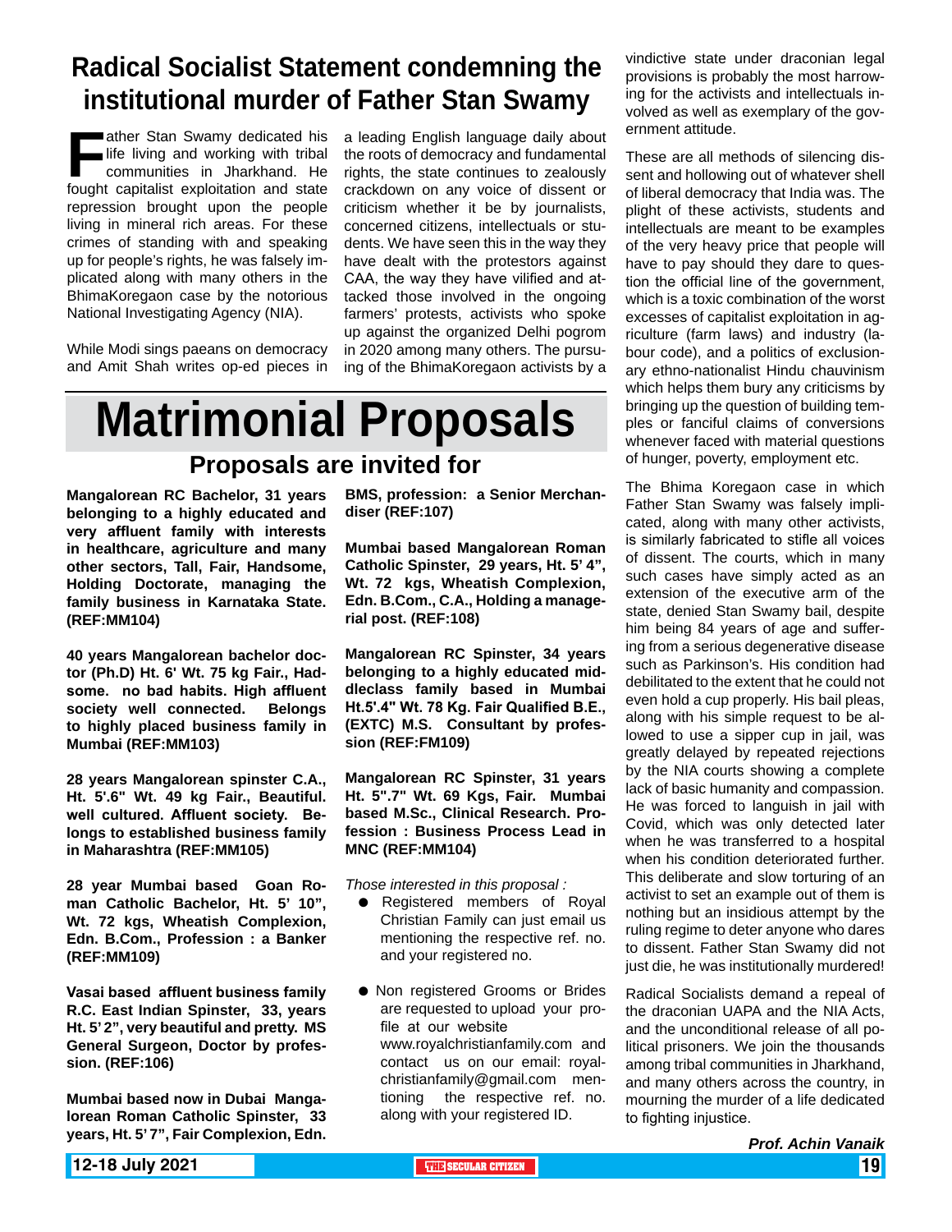# Radical Socialist Statement condemning the institutional murder of Father Stan Swamy

Father Stan Swamy dedicated his life living and working with tribal communities in Jharkhand. He fought capitalist exploitation and state repression brought upon the people living in mineral rich areas. For these crimes of standing with and speaking up for people's rights, he was falsely implicated along with many others in the BhimaKoregaon case by the notorious National Investigating Agency (NIA).

While Modi sings paeans on democracy and Amit Shah writes op-ed pieces in a leading English language daily about the roots of democracy and fundamental rights, the state continues to zealously crackdown on any voice of dissent or criticism whether it be by journalists, concerned citizens, intellectuals or students. We have seen this in the way they have dealt with the protestors against CAA, the way they have vilified and attacked those involved in the ongoing farmers' protests, activists who spoke up against the organized Delhi pogrom in 2020 among many others. The pursuing of the BhimaKoregaon activists by a vindictive state under draconian legal provisions is probably the most harrowing for the activists and intellectuals involved as well as exemplary of the government attitude.

These are all methods of silencing dissent and hollowing out of whatever shell of liberal democracy that India was. The plight of these activists, students and intellectuals are meant to be examples of the very heavy price that people will have to pay should they dare to question the official line of the government, which is a toxic combination of the worst excesses of capitalist exploitation in agriculture (farm laws) and industry (labour code), and a politics of exclusionary ethno-nationalist Hindu chauvinism which helps them bury any criticisms by bringing up the question of building temples or fanciful claims of conversions whenever faced with material questions of hunger, poverty, employment etc.

The Bhima Koregaon case in which Father Stan Swamy was falsely implicated, along with many other activists, is similarly fabricated to stifle all voices of dissent. The courts, which in many such cases have simply acted as an extension of the executive arm of the state, denied Stan Swamy bail, despite him being 84 years of age and suffering from a serious degenerative disease such as Parkinson's. His condition had debilitated to the extent that he could not even hold a cup properly. His bail pleas, along with his simple request to be allowed to use a sipper cup in jail, was greatly delayed by repeated rejections by the NIA courts showing a complete lack of basic humanity and compassion. He was forced to languish in jail with Covid, which was only detected later when he was transferred to a hospital when his condition deteriorated further. This deliberate and slow torturing of an activist to set an example out of them is nothing but an insidious attempt by the ruling regime to deter anyone who dares to dissent. Father Stan Swamy did not just die, he was institutionally murdered!

Radical Socialists demand a repeal of the draconian UAPA and the NIA Acts, and the unconditional release of all political prisoners. We join the thousands among tribal communities in Jharkhand, and many others across the country, in mourning the murder of a life dedicated to fighting injustice.

***Prof. Achin Vanaik***

# Matrimonial Proposals

## Proposals are invited for

**Mangalorean RC Bachelor, 31 years belonging to a highly educated and very affluent family with interests in healthcare, agriculture and many other sectors, Tall, Fair, Handsome, Holding Doctorate, managing the family business in Karnataka State. (REF:MM104)**

**40 years Mangalorean bachelor doctor (Ph.D) Ht. 6' Wt. 75 kg Fair., Handsome. no bad habits. High affluent society well connected. Belongs to highly placed business family in Mumbai (REF:MM103)**

**28 years Mangalorean spinster C.A., Ht. 5'.6" Wt. 49 kg Fair., Beautiful. well cultured. Affluent society. Belongs to established business family in Maharashtra (REF:MM105)**

**28 year Mumbai based Goan Roman Catholic Bachelor, Ht. 5' 10", Wt. 72 kgs, Wheatish Complexion, Edn. B.Com., Profession : a Banker (REF:MM109)**

**Vasai based affluent business family R.C. East Indian Spinster, 33, years Ht. 5' 2", very beautiful and pretty. MS General Surgeon, Doctor by profession. (REF:106)**

**Mumbai based now in Dubai Mangalorean Roman Catholic Spinster, 33 years, Ht. 5' 7", Fair Complexion, Edn. BMS, profession: a Senior Merchandiser (REF:107)**

**Mumbai based Mangalorean Roman Catholic Spinster, 29 years, Ht. 5' 4", Wt. 72 kgs, Wheatish Complexion, Edn. B.Com., C.A., Holding a managerial post. (REF:108)**

**Mangalorean RC Spinster, 34 years belonging to a highly educated middleclass family based in Mumbai Ht.5'.4" Wt. 78 Kg. Fair Qualified B.E., (EXTC) M.S. Consultant by profession (REF:FM109)**

**Mangalorean RC Spinster, 31 years Ht. 5".7" Wt. 69 Kgs, Fair. Mumbai based M.Sc., Clinical Research. Profession : Business Process Lead in MNC (REF:MM104)**

*Those interested in this proposal :*

- Registered members of Royal Christian Family can just email us mentioning the respective ref. no. and your registered no.
- Non registered Grooms or Brides are requested to upload your profile at our website www.royalchristianfamily.com and contact us on our email: royalchristianfamily@gmail.com mentioning the respective ref. no. along with your registered ID.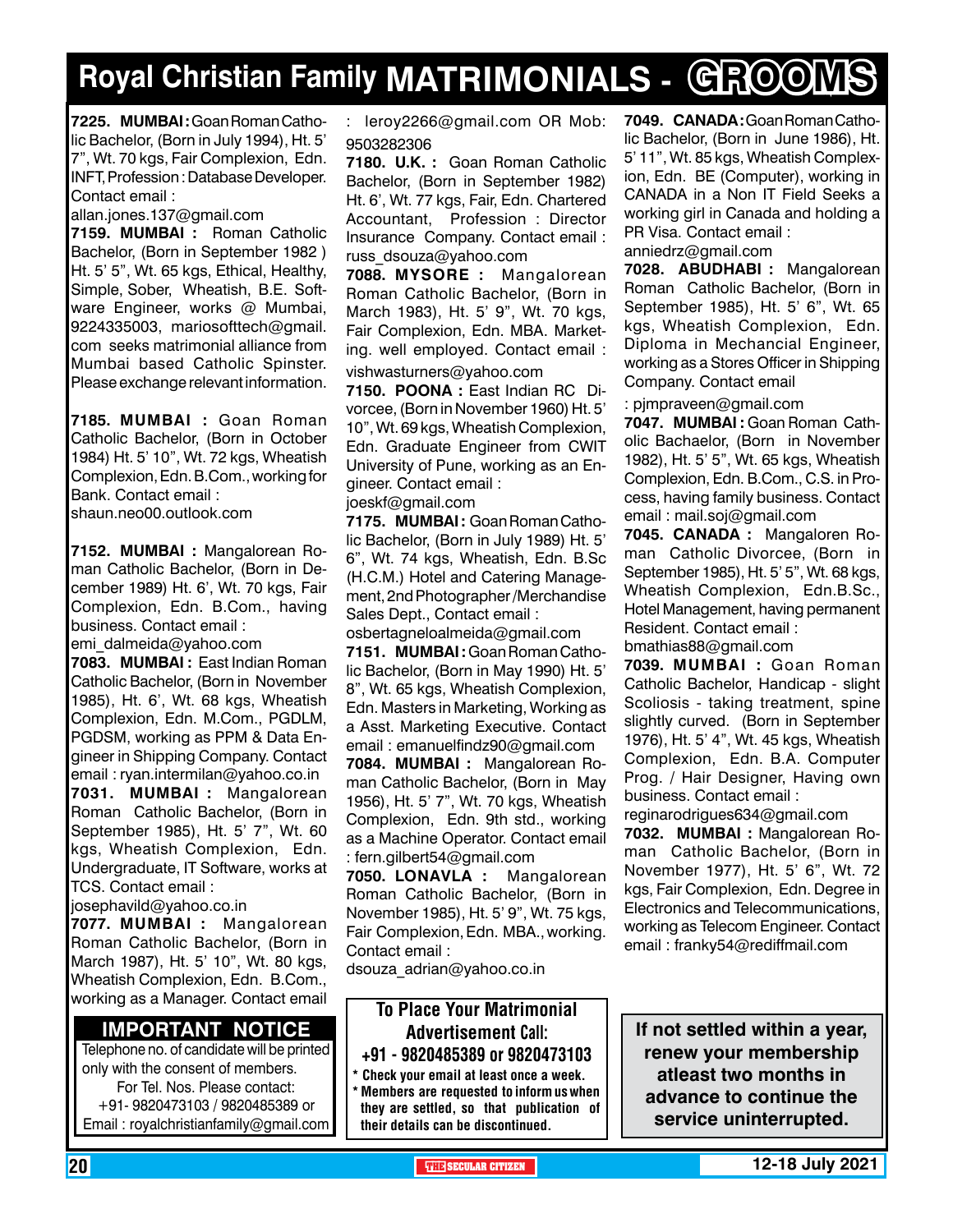# Royal Christian Family MATRIMONIALS - GROOMS

**7225. MUMBAI :** Goan Roman Catholic Bachelor, (Born in July 1994), Ht. 5' 7", Wt. 70 kgs, Fair Complexion, Edn. INFT, Profession : Database Developer. Contact email : allan.jones.137@gmail.com

**7159. MUMBAI :** Roman Catholic Bachelor, (Born in September 1982 ) Ht. 5' 5", Wt. 65 kgs, Ethical, Healthy, Simple, Sober, Wheatish, B.E. Software Engineer, works @ Mumbai, 9224335003, mariosofttech@gmail.com seeks matrimonial alliance from Mumbai based Catholic Spinster. Please exchange relevant information.

**7185. MUMBAI :** Goan Roman Catholic Bachelor, (Born in October 1984) Ht. 5' 10", Wt. 72 kgs, Wheatish Complexion, Edn. B.Com., working for Bank. Contact email : shaun.neo00.outlook.com

**7152. MUMBAI :** Mangalorean Roman Catholic Bachelor, (Born in December 1989) Ht. 6', Wt. 70 kgs, Fair Complexion, Edn. B.Com., having business. Contact email : emi_dalmeida@yahoo.com

**7083. MUMBAI :** East Indian Roman Catholic Bachelor, (Born in November 1985), Ht. 6', Wt. 68 kgs, Wheatish Complexion, Edn. M.Com., PGDLM, PGDSM, working as PPM & Data Engineer in Shipping Company. Contact email : ryan.intermilan@yahoo.co.in

**7031. MUMBAI :** Mangalorean Roman Catholic Bachelor, (Born in September 1985), Ht. 5' 7", Wt. 60 kgs, Wheatish Complexion, Edn. Undergraduate, IT Software, works at TCS. Contact email : josephavild@yahoo.co.in

**7077. MUMBAI :** Mangalorean Roman Catholic Bachelor, (Born in March 1987), Ht. 5' 10", Wt. 80 kgs, Wheatish Complexion, Edn. B.Com., working as a Manager. Contact email : leroy2266@gmail.com OR Mob: 9503282306

**7180. U.K. :** Goan Roman Catholic Bachelor, (Born in September 1982) Ht. 6', Wt. 77 kgs, Fair, Edn. Chartered Accountant, Profession : Director Insurance Company. Contact email : russ_dsouza@yahoo.com

**7088. MYSORE :** Mangalorean Roman Catholic Bachelor, (Born in March 1983), Ht. 5' 9", Wt. 70 kgs, Fair Complexion, Edn. MBA. Marketing. well employed. Contact email : vishwasturners@yahoo.com

**7150. POONA :** East Indian RC Divorcee, (Born in November 1960) Ht. 5' 10", Wt. 69 kgs, Wheatish Complexion, Edn. Graduate Engineer from CWIT University of Pune, working as an Engineer. Contact email : joeskf@gmail.com

**7175. MUMBAI :** Goan Roman Catholic Bachelor, (Born in July 1989) Ht. 5' 6", Wt. 74 kgs, Wheatish, Edn. B.Sc (H.C.M.) Hotel and Catering Management, 2nd Photographer /Merchandise Sales Dept., Contact email : osbertagneloalmeida@gmail.com

**7151. MUMBAI :** Goan Roman Catholic Bachelor, (Born in May 1990) Ht. 5' 8", Wt. 65 kgs, Wheatish Complexion, Edn. Masters in Marketing, Working as a Asst. Marketing Executive. Contact email : emanuelfindz90@gmail.com

**7084. MUMBAI :** Mangalorean Roman Catholic Bachelor, (Born in May 1956), Ht. 5' 7", Wt. 70 kgs, Wheatish Complexion, Edn. 9th std., working as a Machine Operator. Contact email : fern.gilbert54@gmail.com

**7050. LONAVLA :** Mangalorean Roman Catholic Bachelor, (Born in November 1985), Ht. 5' 9", Wt. 75 kgs, Fair Complexion, Edn. MBA., working. Contact email : dsouza_adrian@yahoo.co.in

**7049. CANADA :** Goan Roman Catholic Bachelor, (Born in June 1986), Ht. 5' 11", Wt. 85 kgs, Wheatish Complexion, Edn. BE (Computer), working in CANADA in a Non IT Field Seeks a working girl in Canada and holding a PR Visa. Contact email : anniedrz@gmail.com

**7028. ABUDHABI :** Mangalorean Roman Catholic Bachelor, (Born in September 1985), Ht. 5' 6", Wt. 65 kgs, Wheatish Complexion, Edn. Diploma in Mechancial Engineer, working as a Stores Officer in Shipping Company. Contact email : pjmpraveen@gmail.com

**7047. MUMBAI :** Goan Roman Catholic Bachaelor, (Born in November 1982), Ht. 5' 5", Wt. 65 kgs, Wheatish Complexion, Edn. B.Com., C.S. in Process, having family business. Contact email : mail.soj@gmail.com

**7045. CANADA :** Mangaloren Roman Catholic Divorcee, (Born in September 1985), Ht. 5' 5", Wt. 68 kgs, Wheatish Complexion, Edn.B.Sc., Hotel Management, having permanent Resident. Contact email : bmathias88@gmail.com

**7039. MUMBAI :** Goan Roman Catholic Bachelor, Handicap - slight Scoliosis - taking treatment, spine slightly curved. (Born in September 1976), Ht. 5' 4", Wt. 45 kgs, Wheatish Complexion, Edn. B.A. Computer Prog. / Hair Designer, Having own business. Contact email : reginarodrigues634@gmail.com

**7032. MUMBAI :** Mangalorean Roman Catholic Bachelor, (Born in November 1977), Ht. 5' 6", Wt. 72 kgs, Fair Complexion, Edn. Degree in Electronics and Telecommunications, working as Telecom Engineer. Contact email : franky54@rediffmail.com

## IMPORTANT NOTICE

Telephone no. of candidate will be printed only with the consent of members. For Tel. Nos. Please contact: +91- 9820473103 / 9820485389 or Email : royalchristianfamily@gmail.com

**To Place Your Matrimonial Advertisement Call: +91 - 9820485389 or 9820473103**

* Check your email at least once a week.
* Members are requested to inform us when they are settled, so that publication of their details can be discontinued.

**If not settled within a year, renew your membership atleast two months in advance to continue the service uninterrupted.**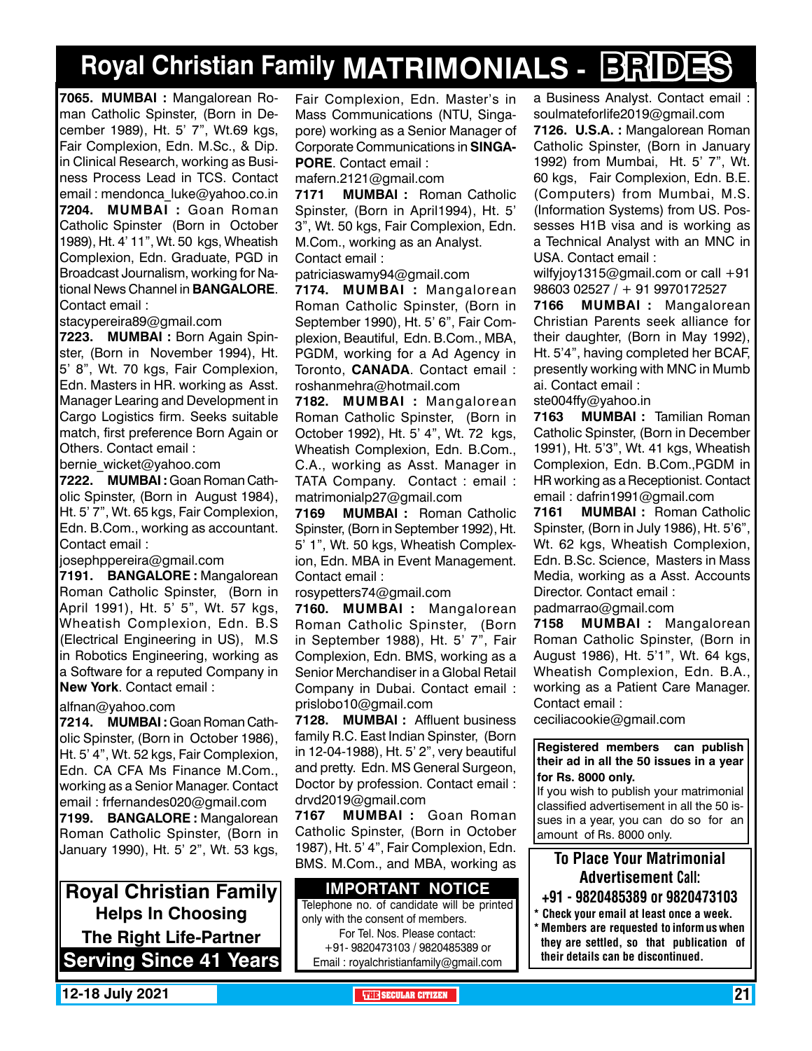# Royal Christian Family MATRIMONIALS - BRIDES

**7065. MUMBAI :** Mangalorean Roman Catholic Spinster, (Born in December 1989), Ht. 5' 7", Wt.69 kgs, Fair Complexion, Edn. M.Sc., & Dip. in Clinical Research, working as Business Process Lead in TCS. Contact email : mendonca_luke@yahoo.co.in

**7204. MUMBAI :** Goan Roman Catholic Spinster (Born in October 1989), Ht. 4' 11", Wt. 50 kgs, Wheatish Complexion, Edn. Graduate, PGD in Broadcast Journalism, working for National News Channel in **BANGALORE**. Contact email : stacypereira89@gmail.com

**7223. MUMBAI :** Born Again Spinster, (Born in November 1994), Ht. 5' 8", Wt. 70 kgs, Fair Complexion, Edn. Masters in HR. working as Asst. Manager Learing and Development in Cargo Logistics firm. Seeks suitable match, first preference Born Again or Others. Contact email : bernie_wicket@yahoo.com

**7222. MUMBAI :** Goan Roman Catholic Spinster, (Born in August 1984), Ht. 5' 7", Wt. 65 kgs, Fair Complexion, Edn. B.Com., working as accountant. Contact email : josephppereira@gmail.com

**7191. BANGALORE :** Mangalorean Roman Catholic Spinster, (Born in April 1991), Ht. 5' 5", Wt. 57 kgs, Wheatish Complexion, Edn. B.S (Electrical Engineering in US), M.S in Robotics Engineering, working as a Software for a reputed Company in **New York**. Contact email : alfnan@yahoo.com

**7214. MUMBAI :** Goan Roman Catholic Spinster, (Born in October 1986), Ht. 5' 4", Wt. 52 kgs, Fair Complexion, Edn. CA CFA Ms Finance M.Com., working as a Senior Manager. Contact email : frfernandes020@gmail.com

**7199. BANGALORE :** Mangalorean Roman Catholic Spinster, (Born in January 1990), Ht. 5' 2", Wt. 53 kgs, Fair Complexion, Edn. Master's in Mass Communications (NTU, Singapore) working as a Senior Manager of Corporate Communications in **SINGAPORE**. Contact email : mafern.2121@gmail.com

**7171 MUMBAI :** Roman Catholic Spinster, (Born in April1994), Ht. 5' 3", Wt. 50 kgs, Fair Complexion, Edn. M.Com., working as an Analyst. Contact email : patriciaswamy94@gmail.com

**7174. MUMBAI :** Mangalorean Roman Catholic Spinster, (Born in September 1990), Ht. 5' 6", Fair Complexion, Beautiful, Edn. B.Com., MBA, PGDM, working for a Ad Agency in Toronto, **CANADA**. Contact email : roshanmehra@hotmail.com

**7182. MUMBAI :** Mangalorean Roman Catholic Spinster, (Born in October 1992), Ht. 5' 4", Wt. 72 kgs, Wheatish Complexion, Edn. B.Com., C.A., working as Asst. Manager in TATA Company. Contact : email : matrimonialp27@gmail.com

**7169 MUMBAI :** Roman Catholic Spinster, (Born in September 1992), Ht. 5' 1", Wt. 50 kgs, Wheatish Complexion, Edn. MBA in Event Management. Contact email : rosypetters74@gmail.com

**7160. MUMBAI :** Mangalorean Roman Catholic Spinster, (Born in September 1988), Ht. 5' 7", Fair Complexion, Edn. BMS, working as a Senior Merchandiser in a Global Retail Company in Dubai. Contact email : prislobo10@gmail.com

**7128. MUMBAI :** Affluent business family R.C. East Indian Spinster, (Born in 12-04-1988), Ht. 5' 2", very beautiful and pretty. Edn. MS General Surgeon, Doctor by profession. Contact email : drvd2019@gmail.com

**7167 MUMBAI :** Goan Roman Catholic Spinster, (Born in October 1987), Ht. 5' 4", Fair Complexion, Edn. BMS. M.Com., and MBA, working as a Business Analyst. Contact email : soulmateforlife2019@gmail.com

**7126. U.S.A. :** Mangalorean Roman Catholic Spinster, (Born in January 1992) from Mumbai, Ht. 5' 7", Wt. 60 kgs, Fair Complexion, Edn. B.E. (Computers) from Mumbai, M.S. (Information Systems) from US. Possesses H1B visa and is working as a Technical Analyst with an MNC in USA. Contact email : wilfyjoy1315@gmail.com or call +91 98603 02527 / + 91 9970172527

**7166 MUMBAI :** Mangalorean Christian Parents seek alliance for their daughter, (Born in May 1992), Ht. 5'4", having completed her BCAF, presently working with MNC in Mumbai. Contact email : ste004ffy@yahoo.in

**7163 MUMBAI :** Tamilian Roman Catholic Spinster, (Born in December 1991), Ht. 5'3", Wt. 41 kgs, Wheatish Complexion, Edn. B.Com.,PGDM in HR working as a Receptionist. Contact email : dafrin1991@gmail.com

**7161 MUMBAI :** Roman Catholic Spinster, (Born in July 1986), Ht. 5'6", Wt. 62 kgs, Wheatish Complexion, Edn. B.Sc. Science, Masters in Mass Media, working as a Asst. Accounts Director. Contact email : padmarrao@gmail.com

**7158 MUMBAI :** Mangalorean Roman Catholic Spinster, (Born in August 1986), Ht. 5'1", Wt. 64 kgs, Wheatish Complexion, Edn. B.A., working as a Patient Care Manager. Contact email : ceciliacookie@gmail.com

**Registered members can publish their ad in all the 50 issues in a year for Rs. 8000 only.**
If you wish to publish your matrimonial classified advertisement in all the 50 issues in a year, you can do so for an amount of Rs. 8000 only.

**Royal Christian Family**
**Helps In Choosing**
**The Right Life-Partner**
**Serving Since 41 Years**

**IMPORTANT NOTICE**
Telephone no. of candidate will be printed only with the consent of members.
For Tel. Nos. Please contact:
+91- 9820473103 / 9820485389 or
Email : royalchristianfamily@gmail.com

**To Place Your Matrimonial Advertisement Call:**
**+91 - 9820485389 or 9820473103**
* Check your email at least once a week.
* Members are requested to inform us when they are settled, so that publication of their details can be discontinued.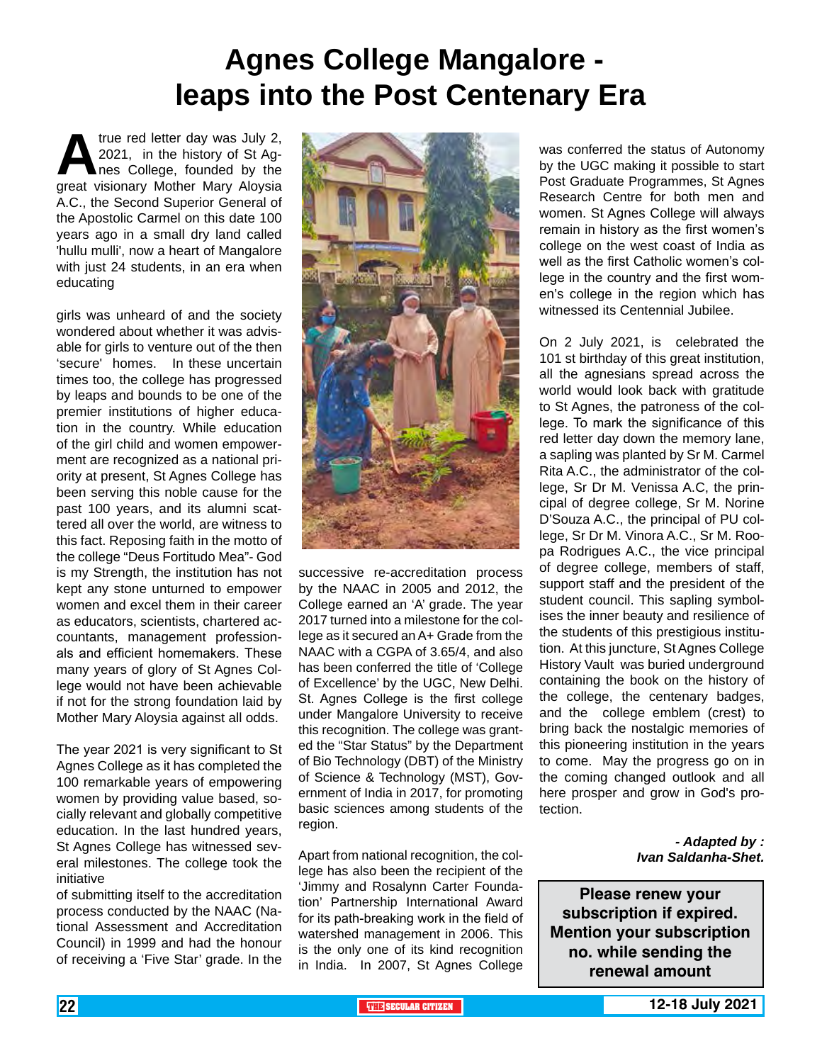# Agnes College Mangalore - leaps into the Post Centenary Era

A true red letter day was July 2, 2021, in the history of St Agnes College, founded by the great visionary Mother Mary Aloysia A.C., the Second Superior General of the Apostolic Carmel on this date 100 years ago in a small dry land called 'hullu mulli', now a heart of Mangalore with just 24 students, in an era when educating

girls was unheard of and the society wondered about whether it was advisable for girls to venture out of the then 'secure' homes. In these uncertain times too, the college has progressed by leaps and bounds to be one of the premier institutions of higher education in the country. While education of the girl child and women empowerment are recognized as a national priority at present, St Agnes College has been serving this noble cause for the past 100 years, and its alumni scattered all over the world, are witness to this fact. Reposing faith in the motto of the college "Deus Fortitudo Mea"- God is my Strength, the institution has not kept any stone unturned to empower women and excel them in their career as educators, scientists, chartered accountants, management professionals and efficient homemakers. These many years of glory of St Agnes College would not have been achievable if not for the strong foundation laid by Mother Mary Aloysia against all odds.

The year 2021 is very significant to St Agnes College as it has completed the 100 remarkable years of empowering women by providing value based, socially relevant and globally competitive education. In the last hundred years, St Agnes College has witnessed several milestones. The college took the initiative

of submitting itself to the accreditation process conducted by the NAAC (National Assessment and Accreditation Council) in 1999 and had the honour of receiving a 'Five Star' grade. In the successive re-accreditation process by the NAAC in 2005 and 2012, the College earned an 'A' grade. The year 2017 turned into a milestone for the college as it secured an A+ Grade from the NAAC with a CGPA of 3.65/4, and also has been conferred the title of 'College of Excellence' by the UGC, New Delhi. St. Agnes College is the first college under Mangalore University to receive this recognition. The college was granted the "Star Status" by the Department of Bio Technology (DBT) of the Ministry of Science & Technology (MST), Government of India in 2017, for promoting basic sciences among students of the region.

Apart from national recognition, the college has also been the recipient of the 'Jimmy and Rosalynn Carter Foundation' Partnership International Award for its path-breaking work in the field of watershed management in 2006. This is the only one of its kind recognition in India. In 2007, St Agnes College was conferred the status of Autonomy by the UGC making it possible to start Post Graduate Programmes, St Agnes Research Centre for both men and women. St Agnes College will always remain in history as the first women's college on the west coast of India as well as the first Catholic women's college in the country and the first women's college in the region which has witnessed its Centennial Jubilee.

On 2 July 2021, is celebrated the 101 st birthday of this great institution, all the agnesians spread across the world would look back with gratitude to St Agnes, the patroness of the college. To mark the significance of this red letter day down the memory lane, a sapling was planted by Sr M. Carmel Rita A.C., the administrator of the college, Sr Dr M. Venissa A.C, the principal of degree college, Sr M. Norine D'Souza A.C., the principal of PU college, Sr Dr M. Vinora A.C., Sr M. Roopa Rodrigues A.C., the vice principal of degree college, members of staff, support staff and the president of the student council. This sapling symbolises the inner beauty and resilience of the students of this prestigious institution. At this juncture, St Agnes College History Vault was buried underground containing the book on the history of the college, the centenary badges, and the college emblem (crest) to bring back the nostalgic memories of this pioneering institution in the years to come. May the progress go on in the coming changed outlook and all here prosper and grow in God's protection.

***- Adapted by : Ivan Saldanha-Shet.***

**Please renew your subscription if expired. Mention your subscription no. while sending the renewal amount**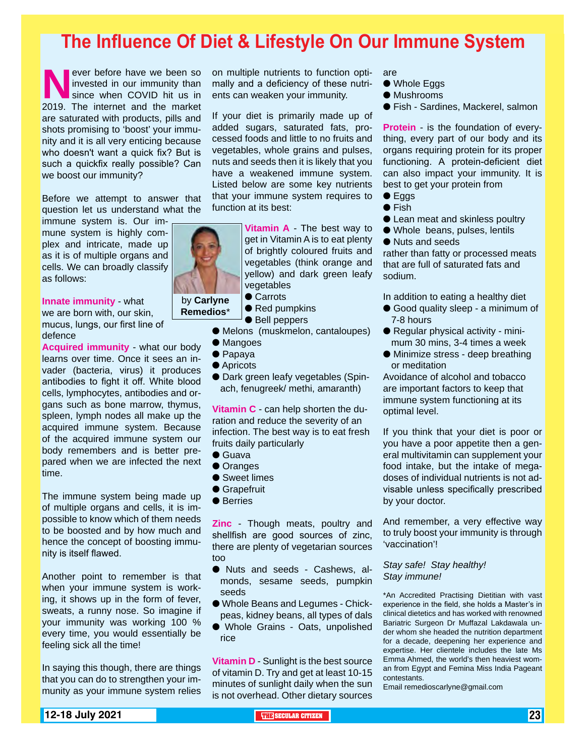# The Influence Of Diet & Lifestyle On Our Immune System

by **Carlyne Remedios***

Never before have we been so invested in our immunity than since when COVID hit us in 2019. The internet and the market are saturated with products, pills and shots promising to 'boost' your immunity and it is all very enticing because who doesn't want a quick fix? But is such a quickfix really possible? Can we boost our immunity?

Before we attempt to answer that question let us understand what the immune system is. Our immune system is highly complex and intricate, made up as it is of multiple organs and cells. We can broadly classify as follows:

**Innate immunity** - what we are born with, our skin, mucus, lungs, our first line of defence

**Acquired immunity** - what our body learns over time. Once it sees an invader (bacteria, virus) it produces antibodies to fight it off. White blood cells, lymphocytes, antibodies and organs such as bone marrow, thymus, spleen, lymph nodes all make up the acquired immune system. Because of the acquired immune system our body remembers and is better prepared when we are infected the next time.

The immune system being made up of multiple organs and cells, it is impossible to know which of them needs to be boosted and by how much and hence the concept of boosting immunity is itself flawed.

Another point to remember is that when your immune system is working, it shows up in the form of fever, sweats, a runny nose. So imagine if your immunity was working 100 % every time, you would essentially be feeling sick all the time!

In saying this though, there are things that you can do to strengthen your immunity as your immune system relies on multiple nutrients to function optimally and a deficiency of these nutrients can weaken your immunity.

If your diet is primarily made up of added sugars, saturated fats, processed foods and little to no fruits and vegetables, whole grains and pulses, nuts and seeds then it is likely that you have a weakened immune system. Listed below are some key nutrients that your immune system requires to function at its best:

**Vitamin A** - The best way to get in Vitamin A is to eat plenty of brightly coloured fruits and vegetables (think orange and yellow) and dark green leafy vegetables

- Carrots
- Red pumpkins
- Bell peppers
- Melons (muskmelon, cantaloupes)
- Mangoes
- Papaya
- Apricots
- Dark green leafy vegetables (Spinach, fenugreek/ methi, amaranth)

**Vitamin C** - can help shorten the duration and reduce the severity of an infection. The best way is to eat fresh fruits daily particularly

- Guava
- Oranges
- Sweet limes
- Grapefruit
- Berries

**Zinc** - Though meats, poultry and shellfish are good sources of zinc, there are plenty of vegetarian sources too

- Nuts and seeds - Cashews, almonds, sesame seeds, pumpkin seeds
- Whole Beans and Legumes - Chickpeas, kidney beans, all types of dals
- Whole Grains - Oats, unpolished rice

**Vitamin D** - Sunlight is the best source of vitamin D. Try and get at least 10-15 minutes of sunlight daily when the sun is not overhead. Other dietary sources are

- Whole Eggs
- Mushrooms
- Fish - Sardines, Mackerel, salmon

**Protein** - is the foundation of everything, every part of our body and its organs requiring protein for its proper functioning. A protein-deficient diet can also impact your immunity. It is best to get your protein from

- Eggs
- Fish
- Lean meat and skinless poultry
- Whole beans, pulses, lentils
- Nuts and seeds

rather than fatty or processed meats that are full of saturated fats and sodium.

In addition to eating a healthy diet

- Good quality sleep - a minimum of 7-8 hours
- Regular physical activity - minimum 30 mins, 3-4 times a week
- Minimize stress - deep breathing or meditation

Avoidance of alcohol and tobacco are important factors to keep that immune system functioning at its optimal level.

If you think that your diet is poor or you have a poor appetite then a general multivitamin can supplement your food intake, but the intake of mega-doses of individual nutrients is not advisable unless specifically prescribed by your doctor.

And remember, a very effective way to truly boost your immunity is through 'vaccination'!

*Stay safe! Stay healthy!*
*Stay immune!*

*An Accredited Practising Dietitian with vast experience in the field, she holds a Master's in clinical dietetics and has worked with renowned Bariatric Surgeon Dr Muffazal Lakdawala under whom she headed the nutrition department for a decade, deepening her experience and expertise. Her clientele includes the late Ms Emma Ahmed, the world's then heaviest woman from Egypt and Femina Miss India Pageant contestants.
Email remedioscarlyne@gmail.com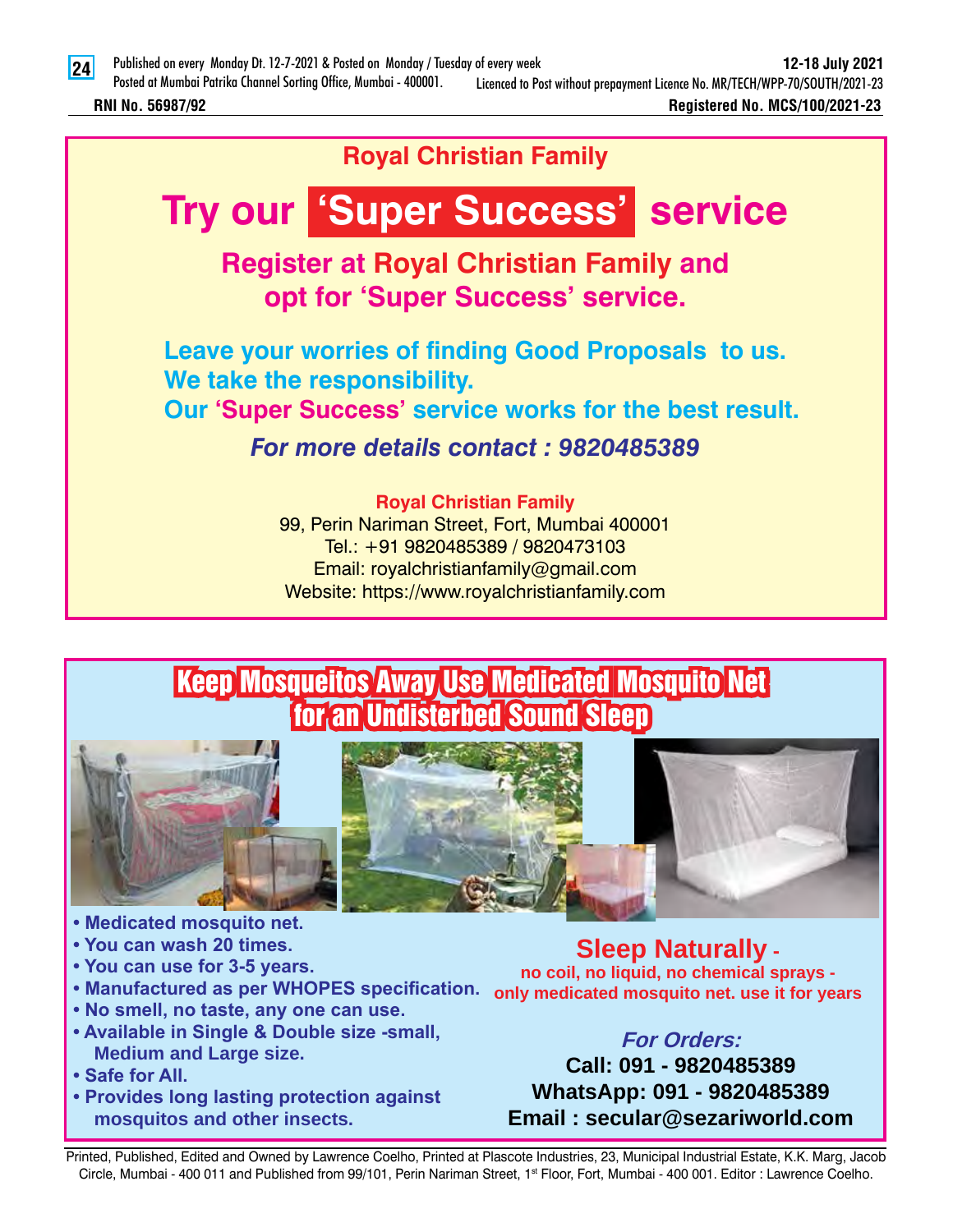## Royal Christian Family

# Try our 'Super Success' service

**Register at Royal Christian Family and opt for 'Super Success' service.**

**Leave your worries of finding Good Proposals to us.**
**We take the responsibility.**
**Our 'Super Success' service works for the best result.**

***For more details contact : 9820485389***

**Royal Christian Family**
99, Perin Nariman Street, Fort, Mumbai 400001
Tel.: +91 9820485389 / 9820473103
Email: royalchristianfamily@gmail.com
Website: https://www.royalchristianfamily.com

---

## Keep Mosqueitos Away Use Medicated Mosquito Net for an Undisterbed Sound Sleep

- **Medicated mosquito net.**
- **You can wash 20 times.**
- **You can use for 3-5 years.**
- **Manufactured as per WHOPES specification.**
- **No smell, no taste, any one can use.**
- **Available in Single & Double size -small, Medium and Large size.**
- **Safe for All.**
- **Provides long lasting protection against mosquitos and other insects.**

**Sleep Naturally -**
**no coil, no liquid, no chemical sprays - only medicated mosquito net. use it for years**

***For Orders:***
**Call: 091 - 9820485389**
**WhatsApp: 091 - 9820485389**
**Email : secular@sezariworld.com**

---

Printed, Published, Edited and Owned by Lawrence Coelho, Printed at Plascote Industries, 23, Municipal Industrial Estate, K.K. Marg, Jacob Circle, Mumbai - 400 011 and Published from 99/101, Perin Nariman Street, 1st Floor, Fort, Mumbai - 400 001. Editor : Lawrence Coelho.